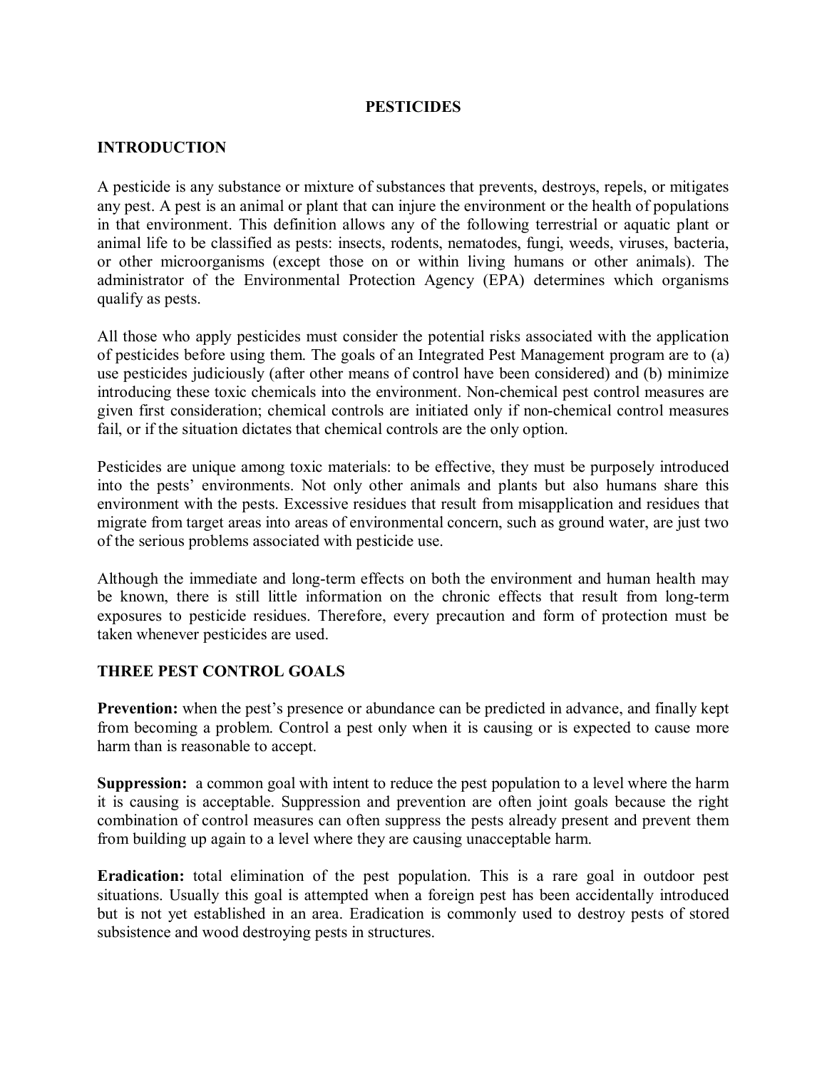# PESTICIDES

## INTRODUCTION

A pesticide is any substance or mixture of substances that prevents, destroys, repels, or mitigates any pest. A pest is an animal or plant that can injure the environment or the health of populations in that environment. This definition allows any of the following terrestrial or aquatic plant or animal life to be classified as pests: insects, rodents, nematodes, fungi, weeds, viruses, bacteria, or other microorganisms (except those on or within living humans or other animals). The administrator of the Environmental Protection Agency (EPA) determines which organisms qualify as pests.

All those who apply pesticides must consider the potential risks associated with the application of pesticides before using them. The goals of an Integrated Pest Management program are to (a) use pesticides judiciously (after other means of control have been considered) and (b) minimize introducing these toxic chemicals into the environment. Non-chemical pest control measures are given first consideration; chemical controls are initiated only if non-chemical control measures fail, or if the situation dictates that chemical controls are the only option.

Pesticides are unique among toxic materials: to be effective, they must be purposely introduced into the pests' environments. Not only other animals and plants but also humans share this environment with the pests. Excessive residues that result from misapplication and residues that migrate from target areas into areas of environmental concern, such as ground water, are just two of the serious problems associated with pesticide use.

Although the immediate and long-term effects on both the environment and human health may be known, there is still little information on the chronic effects that result from long-term exposures to pesticide residues. Therefore, every precaution and form of protection must be taken whenever pesticides are used.

## THREE PEST CONTROL GOALS

**Prevention:** when the pest's presence or abundance can be predicted in advance, and finally kept from becoming a problem. Control a pest only when it is causing or is expected to cause more harm than is reasonable to accept.

**Suppression:** a common goal with intent to reduce the pest population to a level where the harm it is causing is acceptable. Suppression and prevention are often joint goals because the right combination of control measures can often suppress the pests already present and prevent them from building up again to a level where they are causing unacceptable harm.

**Eradication:** total elimination of the pest population. This is a rare goal in outdoor pest situations. Usually this goal is attempted when a foreign pest has been accidentally introduced but is not yet established in an area. Eradication is commonly used to destroy pests of stored subsistence and wood destroying pests in structures.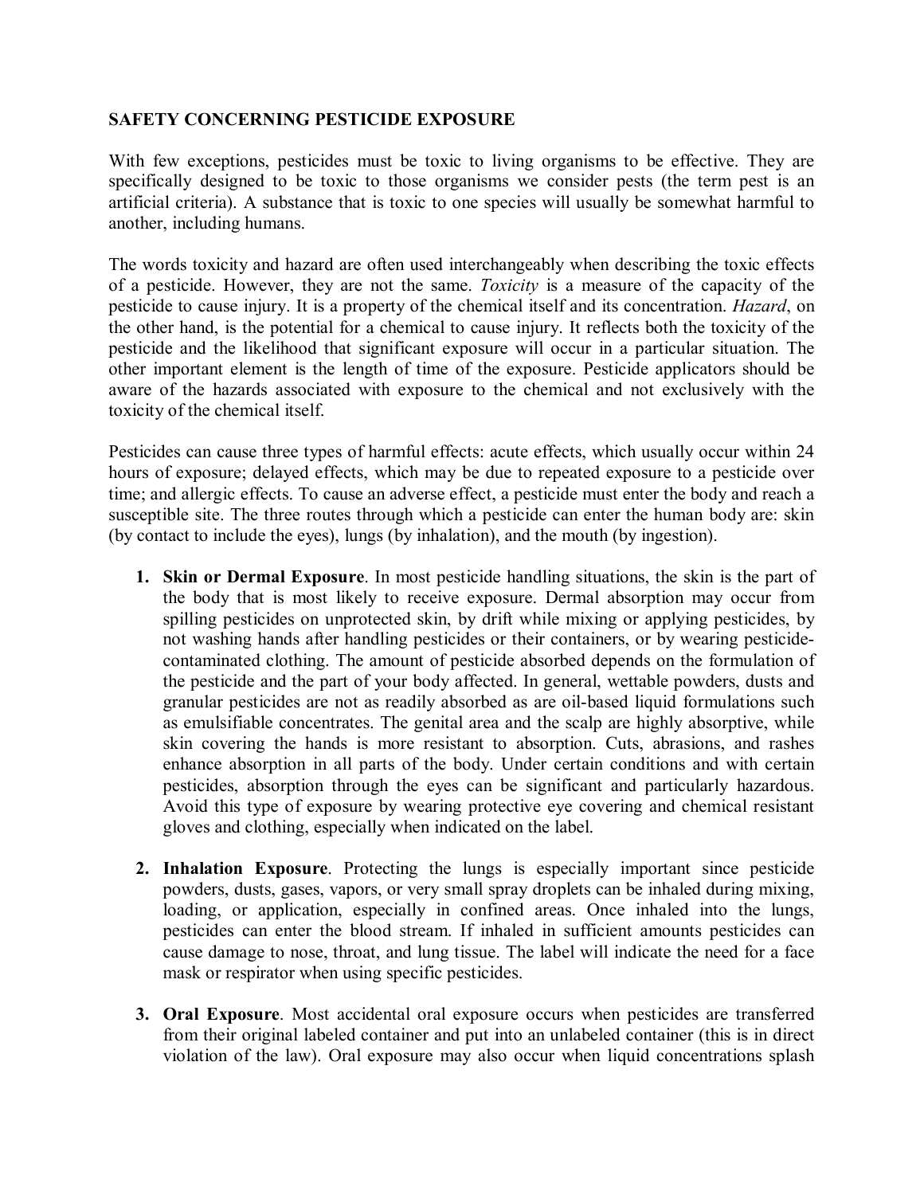**SAFETY CONCERNING PESTICIDE EXPOSURE**

With few exceptions, pesticides must be toxic to living organisms to be effective. They are specifically designed to be toxic to those organisms we consider pests (the term pest is an artificial criteria). A substance that is toxic to one species will usually be somewhat harmful to another, including humans.

The words toxicity and hazard are often used interchangeably when describing the toxic effects of a pesticide. However, they are not the same. *Toxicity* is a measure of the capacity of the pesticide to cause injury. It is a property of the chemical itself and its concentration. *Hazard*, on the other hand, is the potential for a chemical to cause injury. It reflects both the toxicity of the pesticide and the likelihood that significant exposure will occur in a particular situation. The other important element is the length of time of the exposure. Pesticide applicators should be aware of the hazards associated with exposure to the chemical and not exclusively with the toxicity of the chemical itself.

Pesticides can cause three types of harmful effects: acute effects, which usually occur within 24 hours of exposure; delayed effects, which may be due to repeated exposure to a pesticide over time; and allergic effects. To cause an adverse effect, a pesticide must enter the body and reach a susceptible site. The three routes through which a pesticide can enter the human body are: skin (by contact to include the eyes), lungs (by inhalation), and the mouth (by ingestion).

1. **Skin or Dermal Exposure**. In most pesticide handling situations, the skin is the part of the body that is most likely to receive exposure. Dermal absorption may occur from spilling pesticides on unprotected skin, by drift while mixing or applying pesticides, by not washing hands after handling pesticides or their containers, or by wearing pesticide-contaminated clothing. The amount of pesticide absorbed depends on the formulation of the pesticide and the part of your body affected. In general, wettable powders, dusts and granular pesticides are not as readily absorbed as are oil-based liquid formulations such as emulsifiable concentrates. The genital area and the scalp are highly absorptive, while skin covering the hands is more resistant to absorption. Cuts, abrasions, and rashes enhance absorption in all parts of the body. Under certain conditions and with certain pesticides, absorption through the eyes can be significant and particularly hazardous. Avoid this type of exposure by wearing protective eye covering and chemical resistant gloves and clothing, especially when indicated on the label.

2. **Inhalation Exposure**. Protecting the lungs is especially important since pesticide powders, dusts, gases, vapors, or very small spray droplets can be inhaled during mixing, loading, or application, especially in confined areas. Once inhaled into the lungs, pesticides can enter the blood stream. If inhaled in sufficient amounts pesticides can cause damage to nose, throat, and lung tissue. The label will indicate the need for a face mask or respirator when using specific pesticides.

3. **Oral Exposure**. Most accidental oral exposure occurs when pesticides are transferred from their original labeled container and put into an unlabeled container (this is in direct violation of the law). Oral exposure may also occur when liquid concentrations splash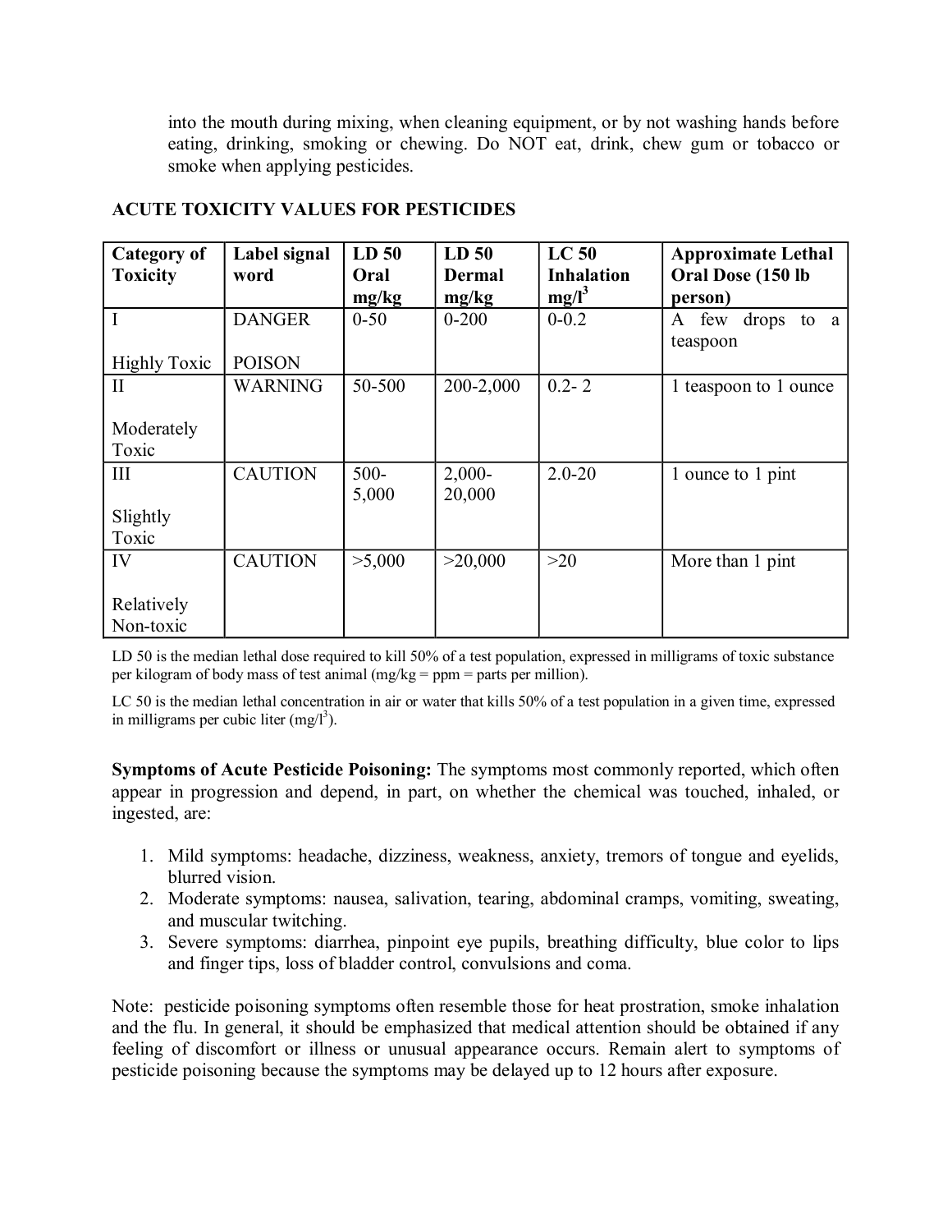into the mouth during mixing, when cleaning equipment, or by not washing hands before eating, drinking, smoking or chewing. Do NOT eat, drink, chew gum or tobacco or smoke when applying pesticides.

## ACUTE TOXICITY VALUES FOR PESTICIDES

| Category of Toxicity | Label signal word | LD 50 Oral mg/kg | LD 50 Dermal mg/kg | LC 50 Inhalation mg/l$^3$ | Approximate Lethal Oral Dose (150 lb person) |
|---|---|---|---|---|---|
| I<br>Highly Toxic | DANGER<br>POISON | 0-50 | 0-200 | 0-0.2 | A few drops to a teaspoon |
| II<br>Moderately Toxic | WARNING | 50-500 | 200-2,000 | 0.2- 2 | 1 teaspoon to 1 ounce |
| III<br>Slightly Toxic | CAUTION | 500-5,000 | 2,000-20,000 | 2.0-20 | 1 ounce to 1 pint |
| IV<br>Relatively Non-toxic | CAUTION | >5,000 | >20,000 | >20 | More than 1 pint |

LD 50 is the median lethal dose required to kill 50% of a test population, expressed in milligrams of toxic substance per kilogram of body mass of test animal (mg/kg = ppm = parts per million).

LC 50 is the median lethal concentration in air or water that kills 50% of a test population in a given time, expressed in milligrams per cubic liter (mg/l$^3$).

**Symptoms of Acute Pesticide Poisoning:** The symptoms most commonly reported, which often appear in progression and depend, in part, on whether the chemical was touched, inhaled, or ingested, are:

1. Mild symptoms: headache, dizziness, weakness, anxiety, tremors of tongue and eyelids, blurred vision.
2. Moderate symptoms: nausea, salivation, tearing, abdominal cramps, vomiting, sweating, and muscular twitching.
3. Severe symptoms: diarrhea, pinpoint eye pupils, breathing difficulty, blue color to lips and finger tips, loss of bladder control, convulsions and coma.

Note: pesticide poisoning symptoms often resemble those for heat prostration, smoke inhalation and the flu. In general, it should be emphasized that medical attention should be obtained if any feeling of discomfort or illness or unusual appearance occurs. Remain alert to symptoms of pesticide poisoning because the symptoms may be delayed up to 12 hours after exposure.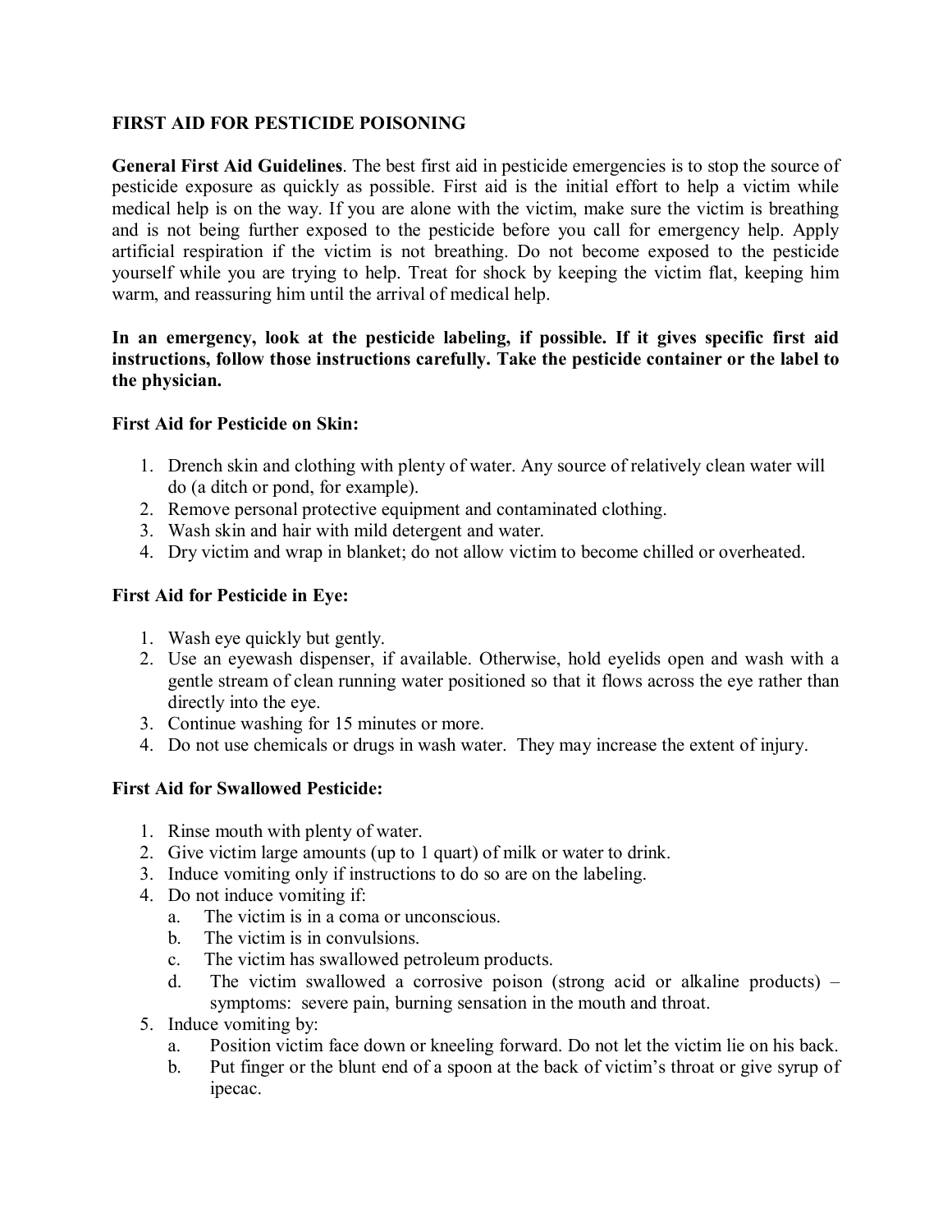## FIRST AID FOR PESTICIDE POISONING

**General First Aid Guidelines**. The best first aid in pesticide emergencies is to stop the source of pesticide exposure as quickly as possible. First aid is the initial effort to help a victim while medical help is on the way. If you are alone with the victim, make sure the victim is breathing and is not being further exposed to the pesticide before you call for emergency help. Apply artificial respiration if the victim is not breathing. Do not become exposed to the pesticide yourself while you are trying to help. Treat for shock by keeping the victim flat, keeping him warm, and reassuring him until the arrival of medical help.

**In an emergency, look at the pesticide labeling, if possible. If it gives specific first aid instructions, follow those instructions carefully. Take the pesticide container or the label to the physician.**

**First Aid for Pesticide on Skin:**

1. Drench skin and clothing with plenty of water. Any source of relatively clean water will do (a ditch or pond, for example).
2. Remove personal protective equipment and contaminated clothing.
3. Wash skin and hair with mild detergent and water.
4. Dry victim and wrap in blanket; do not allow victim to become chilled or overheated.

**First Aid for Pesticide in Eye:**

1. Wash eye quickly but gently.
2. Use an eyewash dispenser, if available. Otherwise, hold eyelids open and wash with a gentle stream of clean running water positioned so that it flows across the eye rather than directly into the eye.
3. Continue washing for 15 minutes or more.
4. Do not use chemicals or drugs in wash water. They may increase the extent of injury.

**First Aid for Swallowed Pesticide:**

1. Rinse mouth with plenty of water.
2. Give victim large amounts (up to 1 quart) of milk or water to drink.
3. Induce vomiting only if instructions to do so are on the labeling.
4. Do not induce vomiting if:
   a. The victim is in a coma or unconscious.
   b. The victim is in convulsions.
   c. The victim has swallowed petroleum products.
   d. The victim swallowed a corrosive poison (strong acid or alkaline products) – symptoms: severe pain, burning sensation in the mouth and throat.
5. Induce vomiting by:
   a. Position victim face down or kneeling forward. Do not let the victim lie on his back.
   b. Put finger or the blunt end of a spoon at the back of victim's throat or give syrup of ipecac.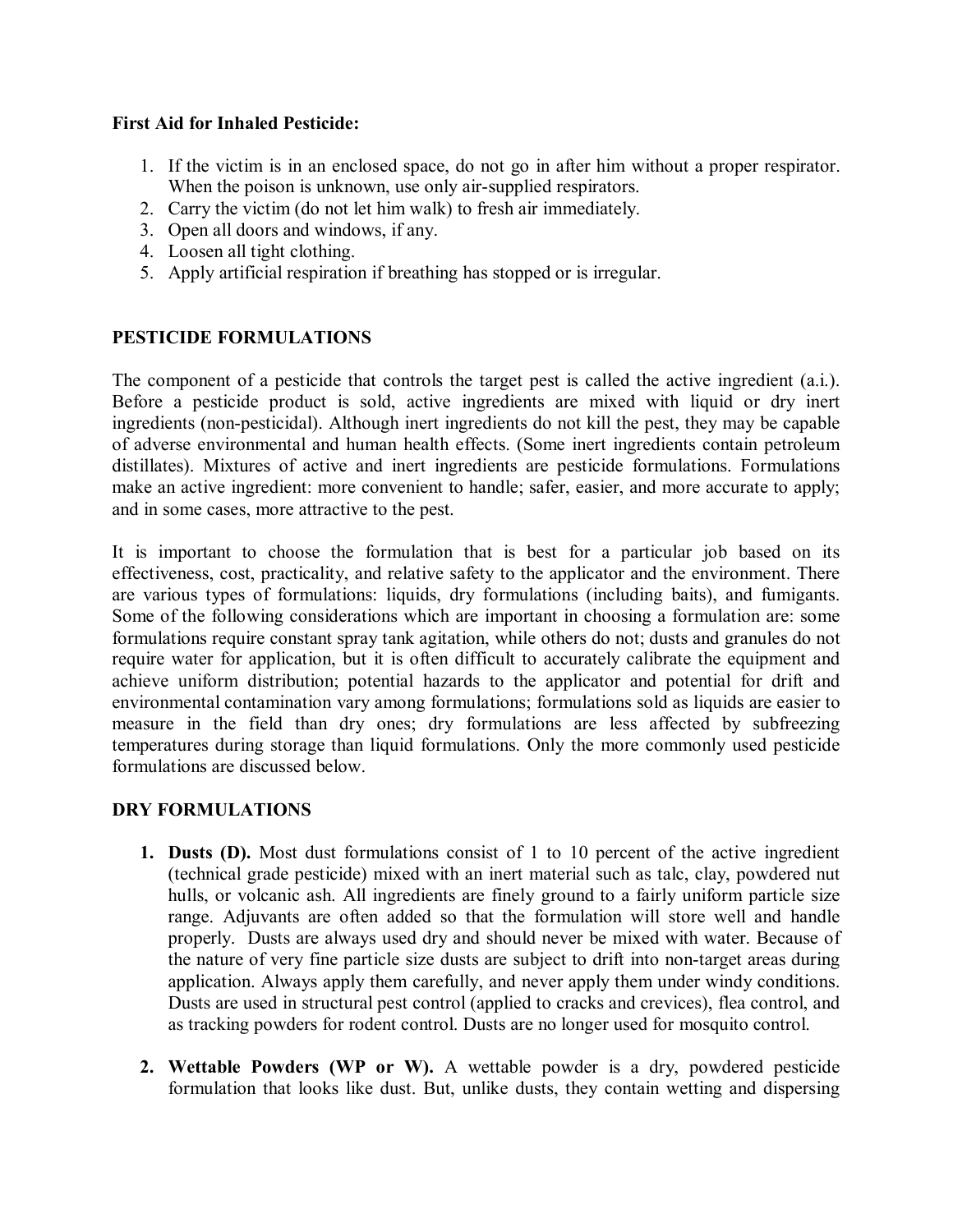**First Aid for Inhaled Pesticide:**

1. If the victim is in an enclosed space, do not go in after him without a proper respirator. When the poison is unknown, use only air-supplied respirators.
2. Carry the victim (do not let him walk) to fresh air immediately.
3. Open all doors and windows, if any.
4. Loosen all tight clothing.
5. Apply artificial respiration if breathing has stopped or is irregular.

## PESTICIDE FORMULATIONS

The component of a pesticide that controls the target pest is called the active ingredient (a.i.). Before a pesticide product is sold, active ingredients are mixed with liquid or dry inert ingredients (non-pesticidal). Although inert ingredients do not kill the pest, they may be capable of adverse environmental and human health effects. (Some inert ingredients contain petroleum distillates). Mixtures of active and inert ingredients are pesticide formulations. Formulations make an active ingredient: more convenient to handle; safer, easier, and more accurate to apply; and in some cases, more attractive to the pest.

It is important to choose the formulation that is best for a particular job based on its effectiveness, cost, practicality, and relative safety to the applicator and the environment. There are various types of formulations: liquids, dry formulations (including baits), and fumigants. Some of the following considerations which are important in choosing a formulation are: some formulations require constant spray tank agitation, while others do not; dusts and granules do not require water for application, but it is often difficult to accurately calibrate the equipment and achieve uniform distribution; potential hazards to the applicator and potential for drift and environmental contamination vary among formulations; formulations sold as liquids are easier to measure in the field than dry ones; dry formulations are less affected by subfreezing temperatures during storage than liquid formulations. Only the more commonly used pesticide formulations are discussed below.

## DRY FORMULATIONS

1. **Dusts (D).** Most dust formulations consist of 1 to 10 percent of the active ingredient (technical grade pesticide) mixed with an inert material such as talc, clay, powdered nut hulls, or volcanic ash. All ingredients are finely ground to a fairly uniform particle size range. Adjuvants are often added so that the formulation will store well and handle properly. Dusts are always used dry and should never be mixed with water. Because of the nature of very fine particle size dusts are subject to drift into non-target areas during application. Always apply them carefully, and never apply them under windy conditions. Dusts are used in structural pest control (applied to cracks and crevices), flea control, and as tracking powders for rodent control. Dusts are no longer used for mosquito control.

2. **Wettable Powders (WP or W).** A wettable powder is a dry, powdered pesticide formulation that looks like dust. But, unlike dusts, they contain wetting and dispersing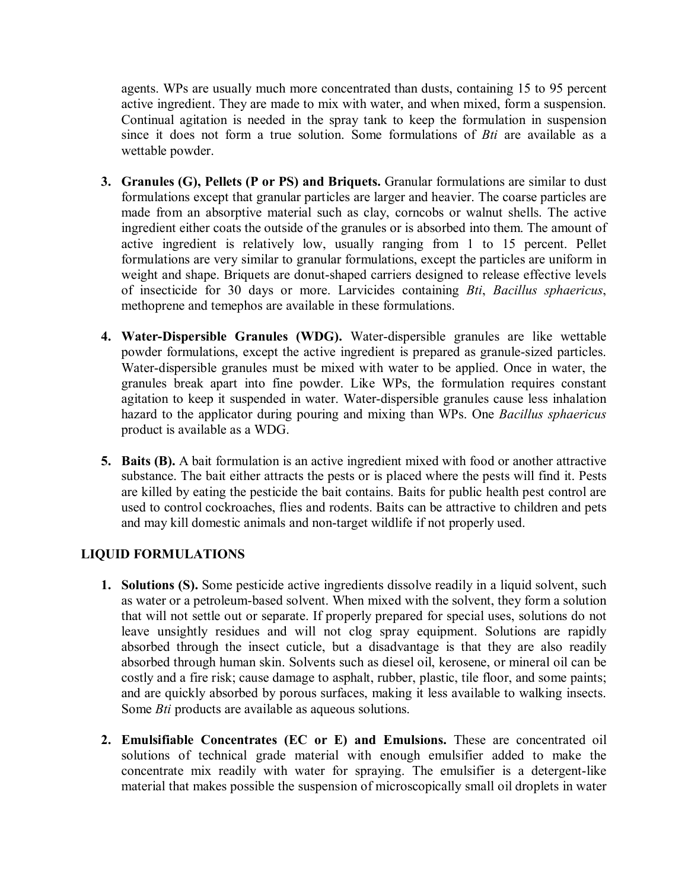agents. WPs are usually much more concentrated than dusts, containing 15 to 95 percent active ingredient. They are made to mix with water, and when mixed, form a suspension. Continual agitation is needed in the spray tank to keep the formulation in suspension since it does not form a true solution. Some formulations of *Bti* are available as a wettable powder.

3. **Granules (G), Pellets (P or PS) and Briquets.** Granular formulations are similar to dust formulations except that granular particles are larger and heavier. The coarse particles are made from an absorptive material such as clay, corncobs or walnut shells. The active ingredient either coats the outside of the granules or is absorbed into them. The amount of active ingredient is relatively low, usually ranging from 1 to 15 percent. Pellet formulations are very similar to granular formulations, except the particles are uniform in weight and shape. Briquets are donut-shaped carriers designed to release effective levels of insecticide for 30 days or more. Larvicides containing *Bti*, *Bacillus sphaericus*, methoprene and temephos are available in these formulations.

4. **Water-Dispersible Granules (WDG).** Water-dispersible granules are like wettable powder formulations, except the active ingredient is prepared as granule-sized particles. Water-dispersible granules must be mixed with water to be applied. Once in water, the granules break apart into fine powder. Like WPs, the formulation requires constant agitation to keep it suspended in water. Water-dispersible granules cause less inhalation hazard to the applicator during pouring and mixing than WPs. One *Bacillus sphaericus* product is available as a WDG.

5. **Baits (B).** A bait formulation is an active ingredient mixed with food or another attractive substance. The bait either attracts the pests or is placed where the pests will find it. Pests are killed by eating the pesticide the bait contains. Baits for public health pest control are used to control cockroaches, flies and rodents. Baits can be attractive to children and pets and may kill domestic animals and non-target wildlife if not properly used.

## LIQUID FORMULATIONS

1. **Solutions (S).** Some pesticide active ingredients dissolve readily in a liquid solvent, such as water or a petroleum-based solvent. When mixed with the solvent, they form a solution that will not settle out or separate. If properly prepared for special uses, solutions do not leave unsightly residues and will not clog spray equipment. Solutions are rapidly absorbed through the insect cuticle, but a disadvantage is that they are also readily absorbed through human skin. Solvents such as diesel oil, kerosene, or mineral oil can be costly and a fire risk; cause damage to asphalt, rubber, plastic, tile floor, and some paints; and are quickly absorbed by porous surfaces, making it less available to walking insects. Some *Bti* products are available as aqueous solutions.

2. **Emulsifiable Concentrates (EC or E) and Emulsions.** These are concentrated oil solutions of technical grade material with enough emulsifier added to make the concentrate mix readily with water for spraying. The emulsifier is a detergent-like material that makes possible the suspension of microscopically small oil droplets in water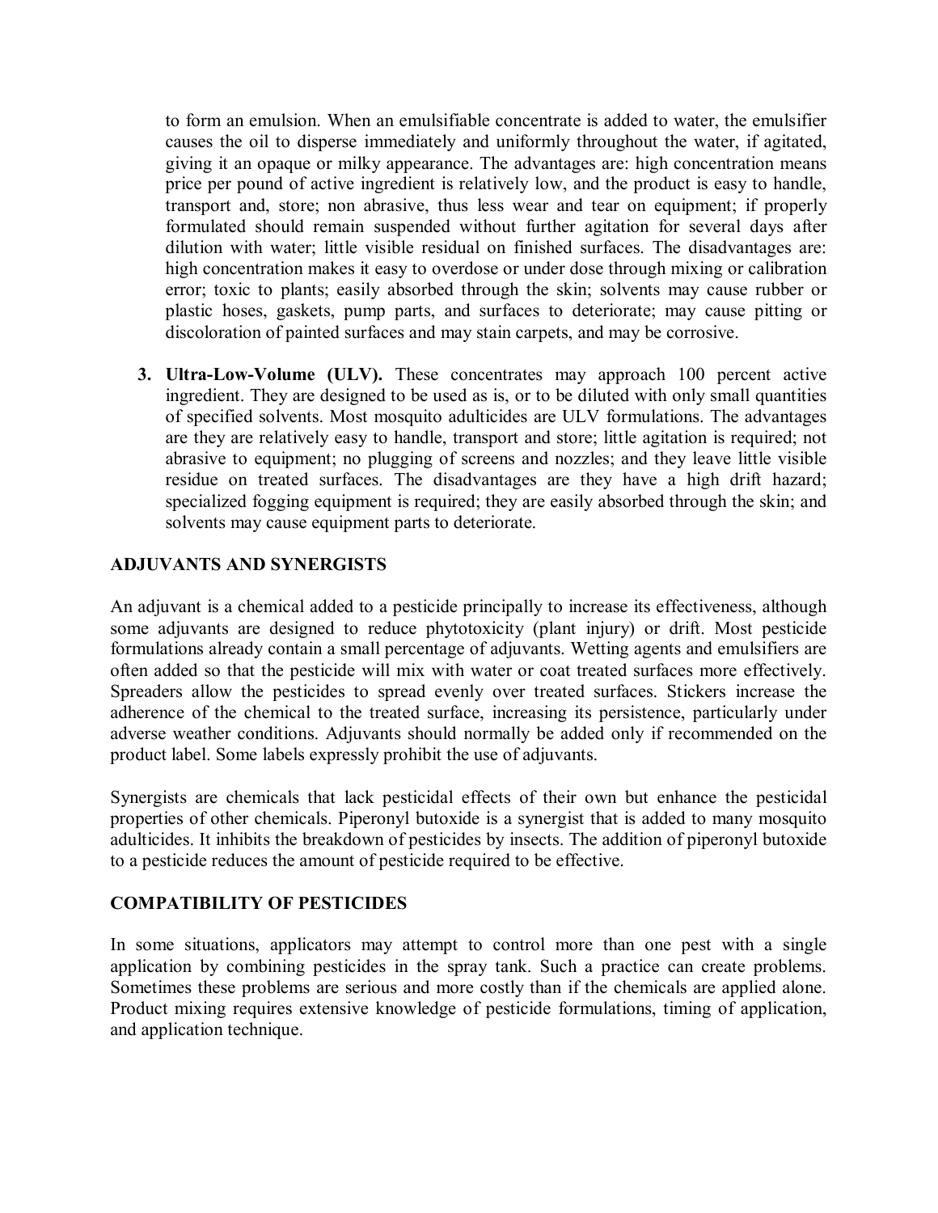to form an emulsion. When an emulsifiable concentrate is added to water, the emulsifier causes the oil to disperse immediately and uniformly throughout the water, if agitated, giving it an opaque or milky appearance. The advantages are: high concentration means price per pound of active ingredient is relatively low, and the product is easy to handle, transport and, store; non abrasive, thus less wear and tear on equipment; if properly formulated should remain suspended without further agitation for several days after dilution with water; little visible residual on finished surfaces. The disadvantages are: high concentration makes it easy to overdose or under dose through mixing or calibration error; toxic to plants; easily absorbed through the skin; solvents may cause rubber or plastic hoses, gaskets, pump parts, and surfaces to deteriorate; may cause pitting or discoloration of painted surfaces and may stain carpets, and may be corrosive.

3. **Ultra-Low-Volume (ULV).** These concentrates may approach 100 percent active ingredient. They are designed to be used as is, or to be diluted with only small quantities of specified solvents. Most mosquito adulticides are ULV formulations. The advantages are they are relatively easy to handle, transport and store; little agitation is required; not abrasive to equipment; no plugging of screens and nozzles; and they leave little visible residue on treated surfaces. The disadvantages are they have a high drift hazard; specialized fogging equipment is required; they are easily absorbed through the skin; and solvents may cause equipment parts to deteriorate.

## ADJUVANTS AND SYNERGISTS

An adjuvant is a chemical added to a pesticide principally to increase its effectiveness, although some adjuvants are designed to reduce phytotoxicity (plant injury) or drift. Most pesticide formulations already contain a small percentage of adjuvants. Wetting agents and emulsifiers are often added so that the pesticide will mix with water or coat treated surfaces more effectively. Spreaders allow the pesticides to spread evenly over treated surfaces. Stickers increase the adherence of the chemical to the treated surface, increasing its persistence, particularly under adverse weather conditions. Adjuvants should normally be added only if recommended on the product label. Some labels expressly prohibit the use of adjuvants.

Synergists are chemicals that lack pesticidal effects of their own but enhance the pesticidal properties of other chemicals. Piperonyl butoxide is a synergist that is added to many mosquito adulticides. It inhibits the breakdown of pesticides by insects. The addition of piperonyl butoxide to a pesticide reduces the amount of pesticide required to be effective.

## COMPATIBILITY OF PESTICIDES

In some situations, applicators may attempt to control more than one pest with a single application by combining pesticides in the spray tank. Such a practice can create problems. Sometimes these problems are serious and more costly than if the chemicals are applied alone. Product mixing requires extensive knowledge of pesticide formulations, timing of application, and application technique.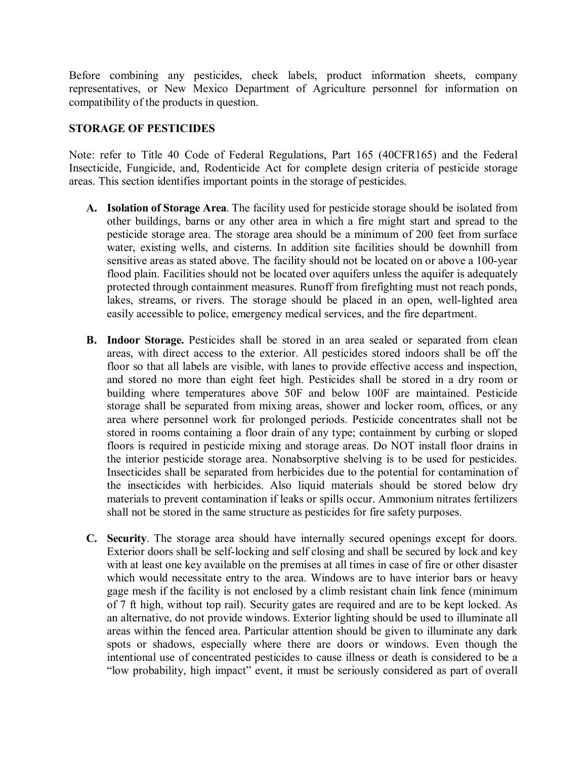Before combining any pesticides, check labels, product information sheets, company representatives, or New Mexico Department of Agriculture personnel for information on compatibility of the products in question.

## STORAGE OF PESTICIDES

Note: refer to Title 40 Code of Federal Regulations, Part 165 (40CFR165) and the Federal Insecticide, Fungicide, and, Rodenticide Act for complete design criteria of pesticide storage areas. This section identifies important points in the storage of pesticides.

**A. Isolation of Storage Area**. The facility used for pesticide storage should be isolated from other buildings, barns or any other area in which a fire might start and spread to the pesticide storage area. The storage area should be a minimum of 200 feet from surface water, existing wells, and cisterns. In addition site facilities should be downhill from sensitive areas as stated above. The facility should not be located on or above a 100-year flood plain. Facilities should not be located over aquifers unless the aquifer is adequately protected through containment measures. Runoff from firefighting must not reach ponds, lakes, streams, or rivers. The storage should be placed in an open, well-lighted area easily accessible to police, emergency medical services, and the fire department.

**B. Indoor Storage.** Pesticides shall be stored in an area sealed or separated from clean areas, with direct access to the exterior. All pesticides stored indoors shall be off the floor so that all labels are visible, with lanes to provide effective access and inspection, and stored no more than eight feet high. Pesticides shall be stored in a dry room or building where temperatures above 50F and below 100F are maintained. Pesticide storage shall be separated from mixing areas, shower and locker room, offices, or any area where personnel work for prolonged periods. Pesticide concentrates shall not be stored in rooms containing a floor drain of any type; containment by curbing or sloped floors is required in pesticide mixing and storage areas. Do NOT install floor drains in the interior pesticide storage area. Nonabsorptive shelving is to be used for pesticides. Insecticides shall be separated from herbicides due to the potential for contamination of the insecticides with herbicides. Also liquid materials should be stored below dry materials to prevent contamination if leaks or spills occur. Ammonium nitrates fertilizers shall not be stored in the same structure as pesticides for fire safety purposes.

**C. Security**. The storage area should have internally secured openings except for doors. Exterior doors shall be self-locking and self closing and shall be secured by lock and key with at least one key available on the premises at all times in case of fire or other disaster which would necessitate entry to the area. Windows are to have interior bars or heavy gage mesh if the facility is not enclosed by a climb resistant chain link fence (minimum of 7 ft high, without top rail). Security gates are required and are to be kept locked. As an alternative, do not provide windows. Exterior lighting should be used to illuminate all areas within the fenced area. Particular attention should be given to illuminate any dark spots or shadows, especially where there are doors or windows. Even though the intentional use of concentrated pesticides to cause illness or death is considered to be a "low probability, high impact" event, it must be seriously considered as part of overall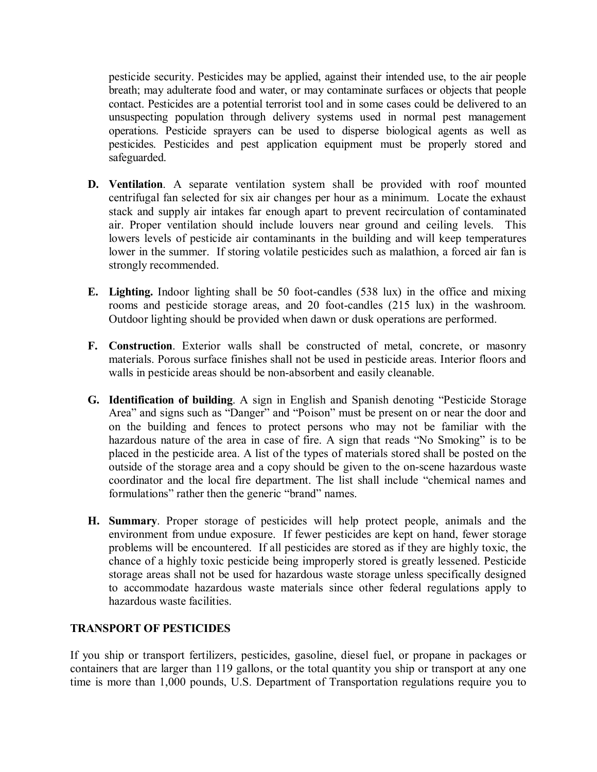pesticide security. Pesticides may be applied, against their intended use, to the air people breath; may adulterate food and water, or may contaminate surfaces or objects that people contact. Pesticides are a potential terrorist tool and in some cases could be delivered to an unsuspecting population through delivery systems used in normal pest management operations. Pesticide sprayers can be used to disperse biological agents as well as pesticides. Pesticides and pest application equipment must be properly stored and safeguarded.

**D. Ventilation**. A separate ventilation system shall be provided with roof mounted centrifugal fan selected for six air changes per hour as a minimum. Locate the exhaust stack and supply air intakes far enough apart to prevent recirculation of contaminated air. Proper ventilation should include louvers near ground and ceiling levels. This lowers levels of pesticide air contaminants in the building and will keep temperatures lower in the summer. If storing volatile pesticides such as malathion, a forced air fan is strongly recommended.

**E. Lighting.** Indoor lighting shall be 50 foot-candles (538 lux) in the office and mixing rooms and pesticide storage areas, and 20 foot-candles (215 lux) in the washroom. Outdoor lighting should be provided when dawn or dusk operations are performed.

**F. Construction**. Exterior walls shall be constructed of metal, concrete, or masonry materials. Porous surface finishes shall not be used in pesticide areas. Interior floors and walls in pesticide areas should be non-absorbent and easily cleanable.

**G. Identification of building**. A sign in English and Spanish denoting "Pesticide Storage Area" and signs such as "Danger" and "Poison" must be present on or near the door and on the building and fences to protect persons who may not be familiar with the hazardous nature of the area in case of fire. A sign that reads "No Smoking" is to be placed in the pesticide area. A list of the types of materials stored shall be posted on the outside of the storage area and a copy should be given to the on-scene hazardous waste coordinator and the local fire department. The list shall include "chemical names and formulations" rather then the generic "brand" names.

**H. Summary**. Proper storage of pesticides will help protect people, animals and the environment from undue exposure. If fewer pesticides are kept on hand, fewer storage problems will be encountered. If all pesticides are stored as if they are highly toxic, the chance of a highly toxic pesticide being improperly stored is greatly lessened. Pesticide storage areas shall not be used for hazardous waste storage unless specifically designed to accommodate hazardous waste materials since other federal regulations apply to hazardous waste facilities.

## TRANSPORT OF PESTICIDES

If you ship or transport fertilizers, pesticides, gasoline, diesel fuel, or propane in packages or containers that are larger than 119 gallons, or the total quantity you ship or transport at any one time is more than 1,000 pounds, U.S. Department of Transportation regulations require you to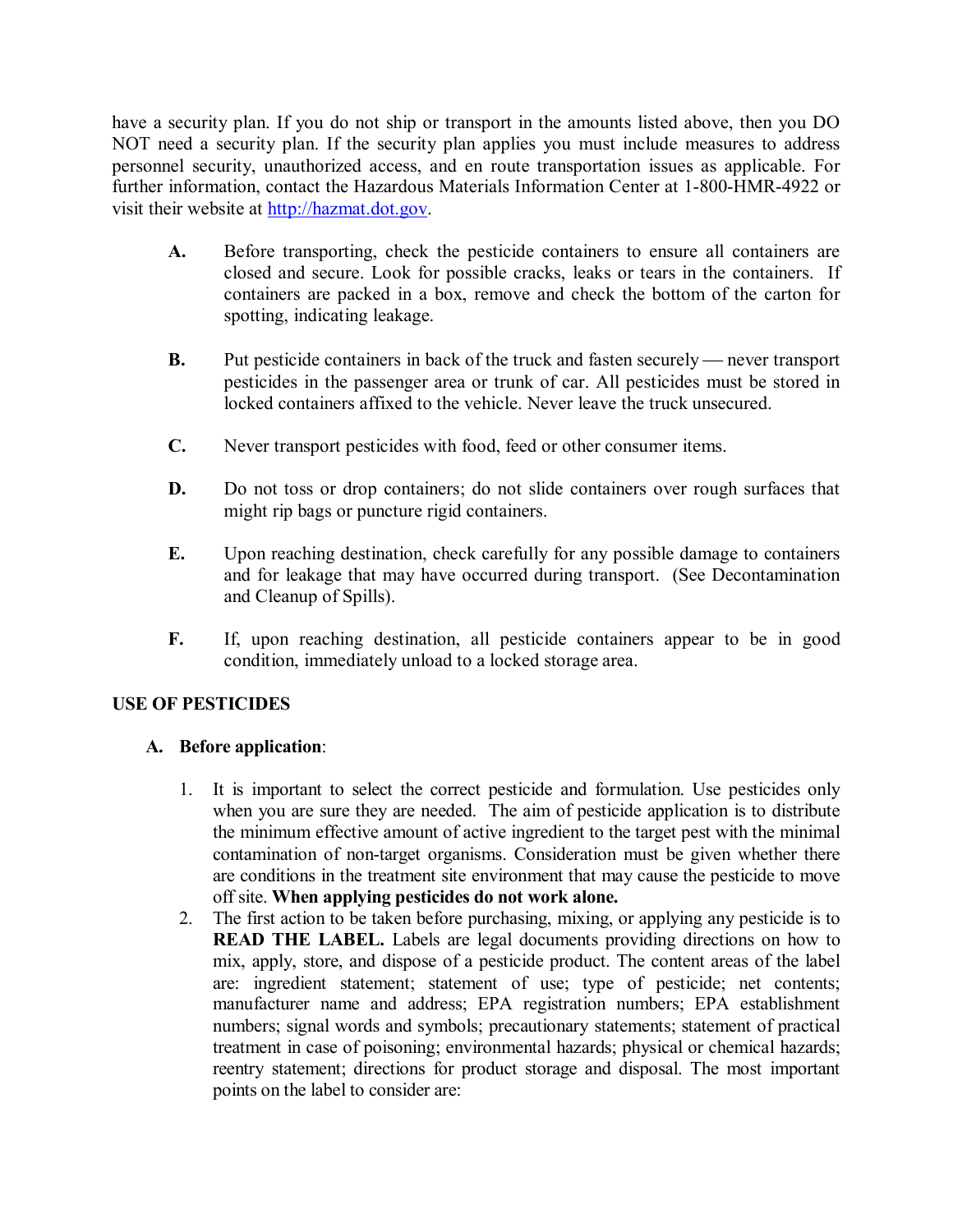have a security plan. If you do not ship or transport in the amounts listed above, then you DO NOT need a security plan. If the security plan applies you must include measures to address personnel security, unauthorized access, and en route transportation issues as applicable. For further information, contact the Hazardous Materials Information Center at 1-800-HMR-4922 or visit their website at http://hazmat.dot.gov.

**A.** Before transporting, check the pesticide containers to ensure all containers are closed and secure. Look for possible cracks, leaks or tears in the containers. If containers are packed in a box, remove and check the bottom of the carton for spotting, indicating leakage.

**B.** Put pesticide containers in back of the truck and fasten securely — never transport pesticides in the passenger area or trunk of car. All pesticides must be stored in locked containers affixed to the vehicle. Never leave the truck unsecured.

**C.** Never transport pesticides with food, feed or other consumer items.

**D.** Do not toss or drop containers; do not slide containers over rough surfaces that might rip bags or puncture rigid containers.

**E.** Upon reaching destination, check carefully for any possible damage to containers and for leakage that may have occurred during transport. (See Decontamination and Cleanup of Spills).

**F.** If, upon reaching destination, all pesticide containers appear to be in good condition, immediately unload to a locked storage area.

## USE OF PESTICIDES

### A. Before application:

1. It is important to select the correct pesticide and formulation. Use pesticides only when you are sure they are needed. The aim of pesticide application is to distribute the minimum effective amount of active ingredient to the target pest with the minimal contamination of non-target organisms. Consideration must be given whether there are conditions in the treatment site environment that may cause the pesticide to move off site. **When applying pesticides do not work alone.**
2. The first action to be taken before purchasing, mixing, or applying any pesticide is to **READ THE LABEL.** Labels are legal documents providing directions on how to mix, apply, store, and dispose of a pesticide product. The content areas of the label are: ingredient statement; statement of use; type of pesticide; net contents; manufacturer name and address; EPA registration numbers; EPA establishment numbers; signal words and symbols; precautionary statements; statement of practical treatment in case of poisoning; environmental hazards; physical or chemical hazards; reentry statement; directions for product storage and disposal. The most important points on the label to consider are: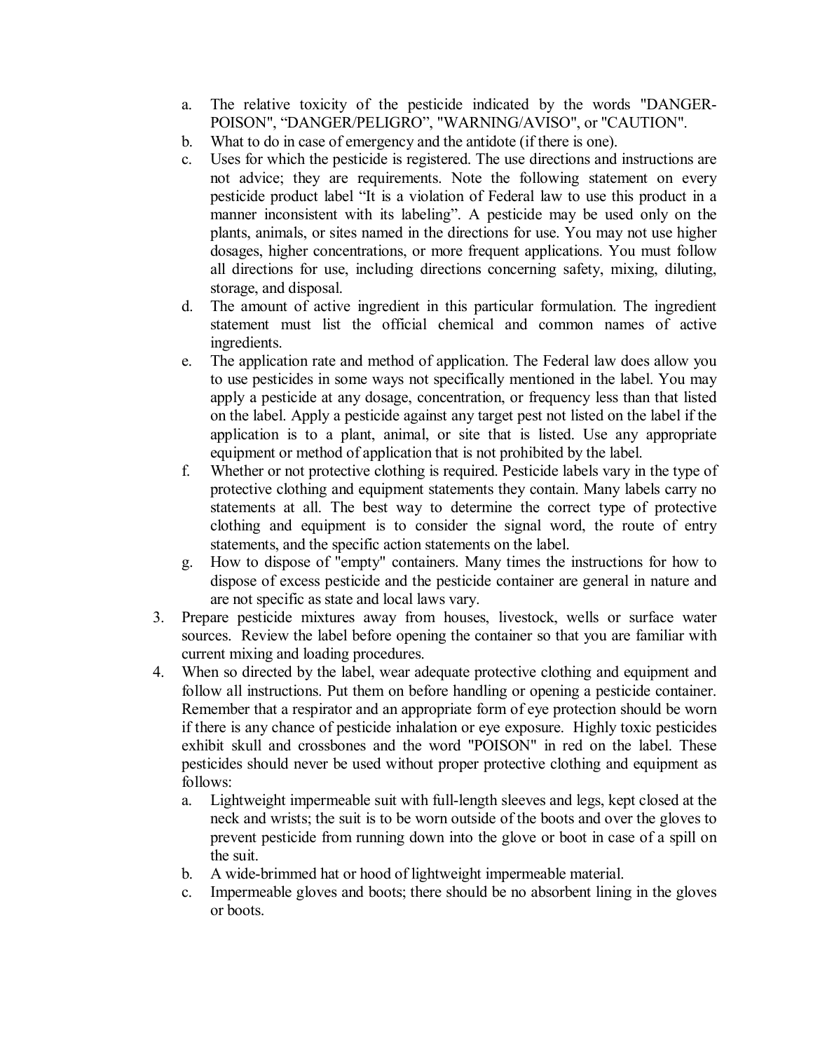a. The relative toxicity of the pesticide indicated by the words "DANGER-POISON", “DANGER/PELIGRO”, "WARNING/AVISO", or "CAUTION".
b. What to do in case of emergency and the antidote (if there is one).
c. Uses for which the pesticide is registered. The use directions and instructions are not advice; they are requirements. Note the following statement on every pesticide product label “It is a violation of Federal law to use this product in a manner inconsistent with its labeling”. A pesticide may be used only on the plants, animals, or sites named in the directions for use. You may not use higher dosages, higher concentrations, or more frequent applications. You must follow all directions for use, including directions concerning safety, mixing, diluting, storage, and disposal.
d. The amount of active ingredient in this particular formulation. The ingredient statement must list the official chemical and common names of active ingredients.
e. The application rate and method of application. The Federal law does allow you to use pesticides in some ways not specifically mentioned in the label. You may apply a pesticide at any dosage, concentration, or frequency less than that listed on the label. Apply a pesticide against any target pest not listed on the label if the application is to a plant, animal, or site that is listed. Use any appropriate equipment or method of application that is not prohibited by the label.
f. Whether or not protective clothing is required. Pesticide labels vary in the type of protective clothing and equipment statements they contain. Many labels carry no statements at all. The best way to determine the correct type of protective clothing and equipment is to consider the signal word, the route of entry statements, and the specific action statements on the label.
g. How to dispose of "empty" containers. Many times the instructions for how to dispose of excess pesticide and the pesticide container are general in nature and are not specific as state and local laws vary.

3. Prepare pesticide mixtures away from houses, livestock, wells or surface water sources. Review the label before opening the container so that you are familiar with current mixing and loading procedures.
4. When so directed by the label, wear adequate protective clothing and equipment and follow all instructions. Put them on before handling or opening a pesticide container. Remember that a respirator and an appropriate form of eye protection should be worn if there is any chance of pesticide inhalation or eye exposure. Highly toxic pesticides exhibit skull and crossbones and the word "POISON" in red on the label. These pesticides should never be used without proper protective clothing and equipment as follows:
   a. Lightweight impermeable suit with full-length sleeves and legs, kept closed at the neck and wrists; the suit is to be worn outside of the boots and over the gloves to prevent pesticide from running down into the glove or boot in case of a spill on the suit.
   b. A wide-brimmed hat or hood of lightweight impermeable material.
   c. Impermeable gloves and boots; there should be no absorbent lining in the gloves or boots.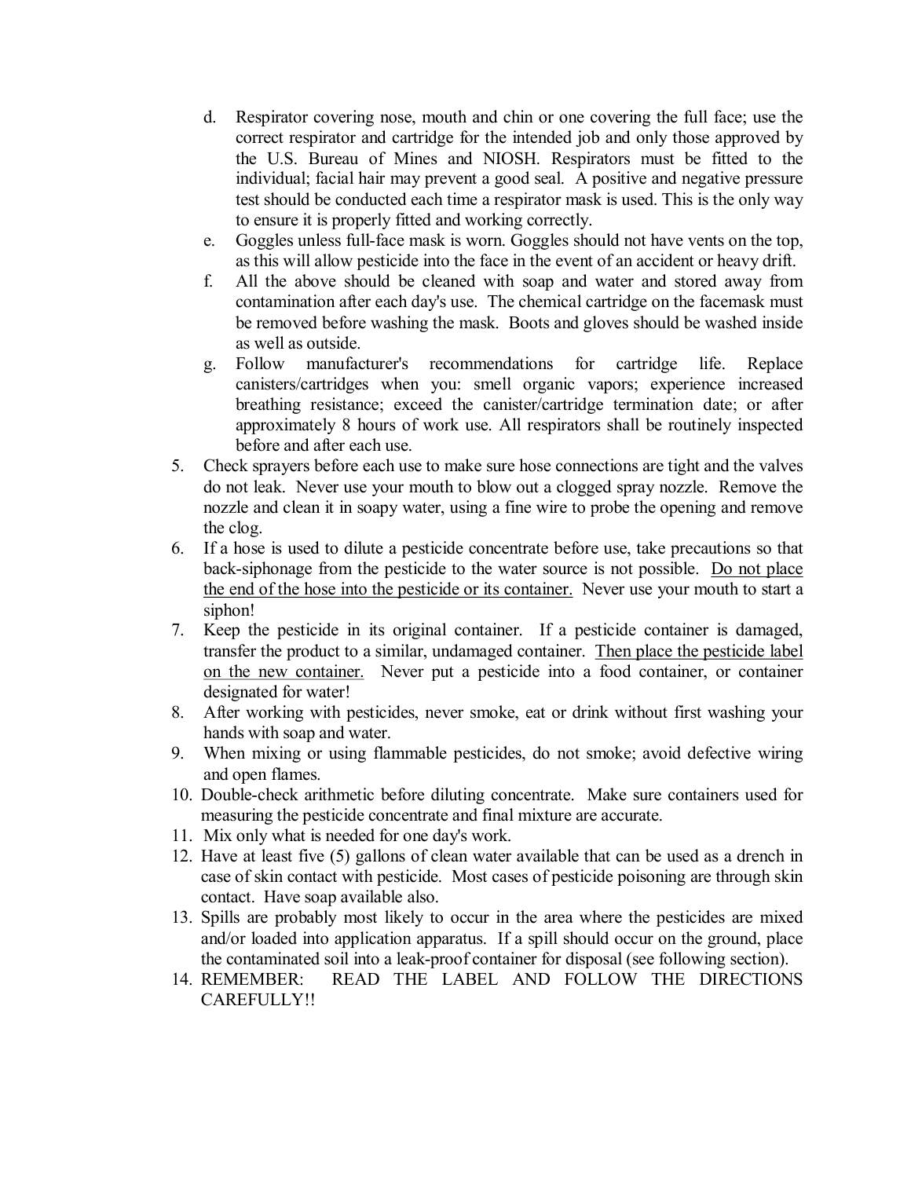d. Respirator covering nose, mouth and chin or one covering the full face; use the correct respirator and cartridge for the intended job and only those approved by the U.S. Bureau of Mines and NIOSH. Respirators must be fitted to the individual; facial hair may prevent a good seal. A positive and negative pressure test should be conducted each time a respirator mask is used. This is the only way to ensure it is properly fitted and working correctly.

e. Goggles unless full-face mask is worn. Goggles should not have vents on the top, as this will allow pesticide into the face in the event of an accident or heavy drift.

f. All the above should be cleaned with soap and water and stored away from contamination after each day's use. The chemical cartridge on the facemask must be removed before washing the mask. Boots and gloves should be washed inside as well as outside.

g. Follow manufacturer's recommendations for cartridge life. Replace canisters/cartridges when you: smell organic vapors; experience increased breathing resistance; exceed the canister/cartridge termination date; or after approximately 8 hours of work use. All respirators shall be routinely inspected before and after each use.

5. Check sprayers before each use to make sure hose connections are tight and the valves do not leak. Never use your mouth to blow out a clogged spray nozzle. Remove the nozzle and clean it in soapy water, using a fine wire to probe the opening and remove the clog.
6. If a hose is used to dilute a pesticide concentrate before use, take precautions so that back-siphonage from the pesticide to the water source is not possible. <u>Do not place the end of the hose into the pesticide or its container.</u> Never use your mouth to start a siphon!
7. Keep the pesticide in its original container. If a pesticide container is damaged, transfer the product to a similar, undamaged container. <u>Then place the pesticide label on the new container.</u> Never put a pesticide into a food container, or container designated for water!
8. After working with pesticides, never smoke, eat or drink without first washing your hands with soap and water.
9. When mixing or using flammable pesticides, do not smoke; avoid defective wiring and open flames.
10. Double-check arithmetic before diluting concentrate. Make sure containers used for measuring the pesticide concentrate and final mixture are accurate.
11. Mix only what is needed for one day's work.
12. Have at least five (5) gallons of clean water available that can be used as a drench in case of skin contact with pesticide. Most cases of pesticide poisoning are through skin contact. Have soap available also.
13. Spills are probably most likely to occur in the area where the pesticides are mixed and/or loaded into application apparatus. If a spill should occur on the ground, place the contaminated soil into a leak-proof container for disposal (see following section).
14. REMEMBER: READ THE LABEL AND FOLLOW THE DIRECTIONS CAREFULLY!!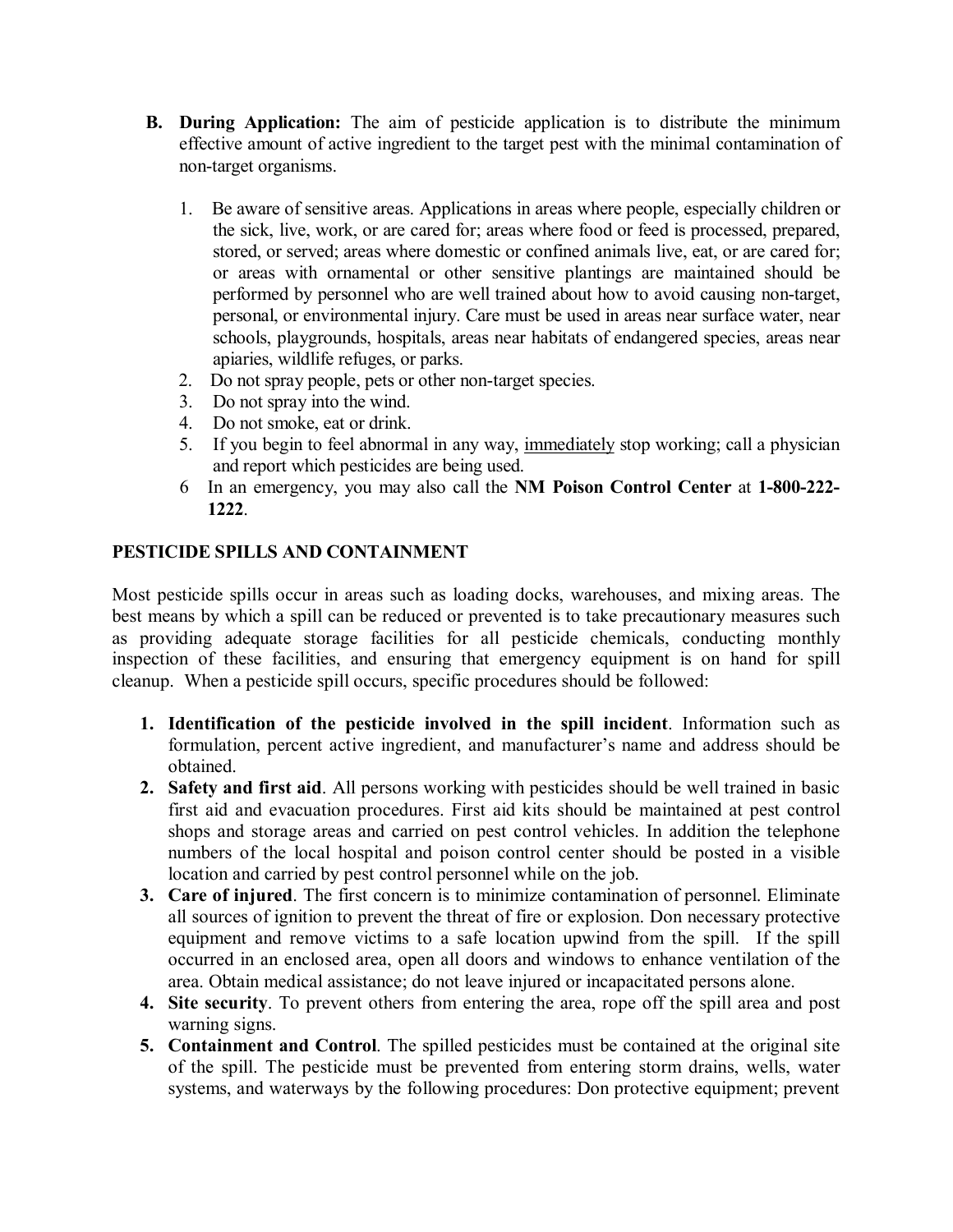B. **During Application:** The aim of pesticide application is to distribute the minimum effective amount of active ingredient to the target pest with the minimal contamination of non-target organisms.

   1. Be aware of sensitive areas. Applications in areas where people, especially children or the sick, live, work, or are cared for; areas where food or feed is processed, prepared, stored, or served; areas where domestic or confined animals live, eat, or are cared for; or areas with ornamental or other sensitive plantings are maintained should be performed by personnel who are well trained about how to avoid causing non-target, personal, or environmental injury. Care must be used in areas near surface water, near schools, playgrounds, hospitals, areas near habitats of endangered species, areas near apiaries, wildlife refuges, or parks.
   2. Do not spray people, pets or other non-target species.
   3. Do not spray into the wind.
   4. Do not smoke, eat or drink.
   5. If you begin to feel abnormal in any way, <u>immediately</u> stop working; call a physician and report which pesticides are being used.
   6. In an emergency, you may also call the **NM Poison Control Center** at **1-800-222-1222**.

## PESTICIDE SPILLS AND CONTAINMENT

Most pesticide spills occur in areas such as loading docks, warehouses, and mixing areas. The best means by which a spill can be reduced or prevented is to take precautionary measures such as providing adequate storage facilities for all pesticide chemicals, conducting monthly inspection of these facilities, and ensuring that emergency equipment is on hand for spill cleanup. When a pesticide spill occurs, specific procedures should be followed:

1. **Identification of the pesticide involved in the spill incident**. Information such as formulation, percent active ingredient, and manufacturer's name and address should be obtained.
2. **Safety and first aid**. All persons working with pesticides should be well trained in basic first aid and evacuation procedures. First aid kits should be maintained at pest control shops and storage areas and carried on pest control vehicles. In addition the telephone numbers of the local hospital and poison control center should be posted in a visible location and carried by pest control personnel while on the job.
3. **Care of injured**. The first concern is to minimize contamination of personnel. Eliminate all sources of ignition to prevent the threat of fire or explosion. Don necessary protective equipment and remove victims to a safe location upwind from the spill. If the spill occurred in an enclosed area, open all doors and windows to enhance ventilation of the area. Obtain medical assistance; do not leave injured or incapacitated persons alone.
4. **Site security**. To prevent others from entering the area, rope off the spill area and post warning signs.
5. **Containment and Control**. The spilled pesticides must be contained at the original site of the spill. The pesticide must be prevented from entering storm drains, wells, water systems, and waterways by the following procedures: Don protective equipment; prevent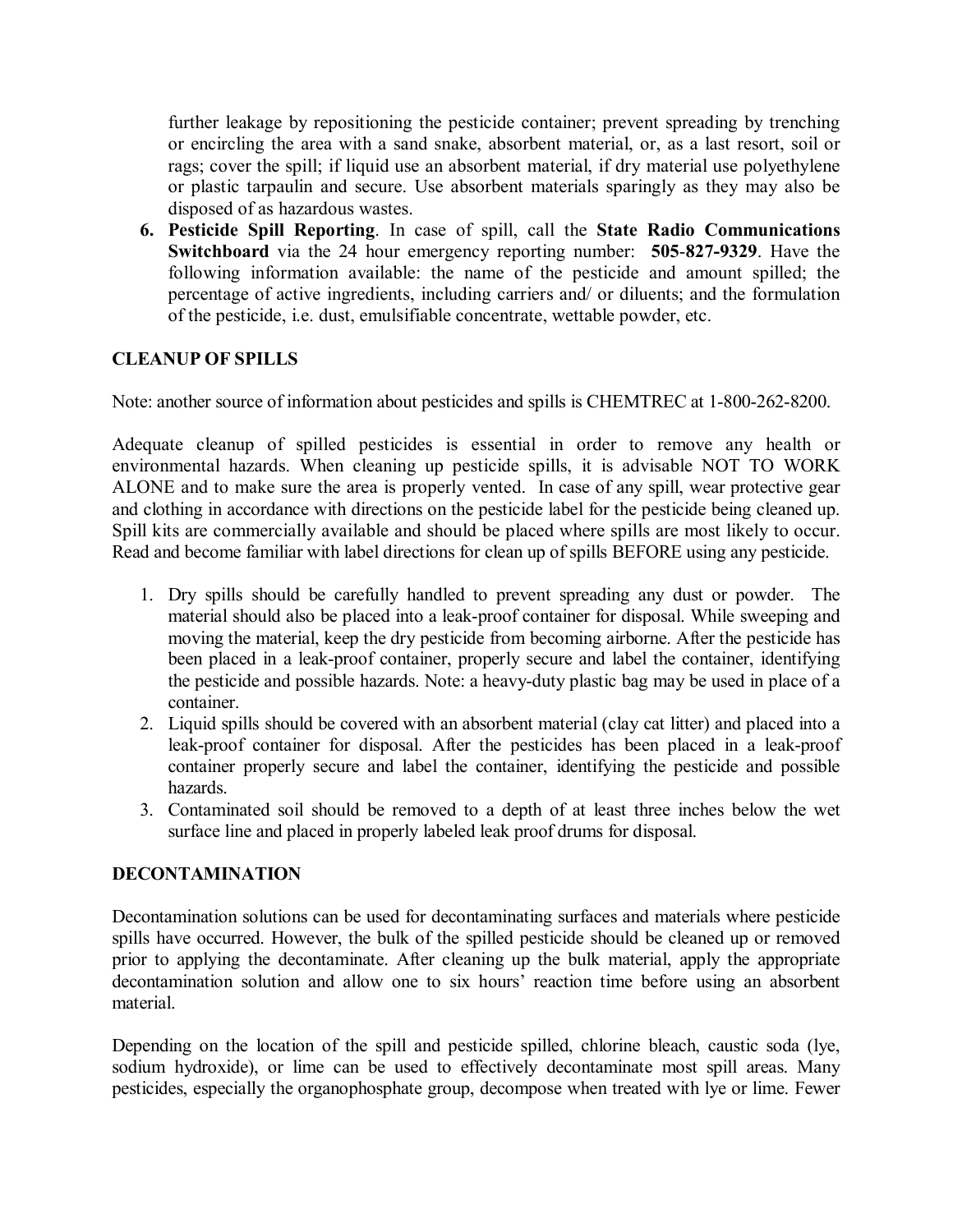further leakage by repositioning the pesticide container; prevent spreading by trenching or encircling the area with a sand snake, absorbent material, or, as a last resort, soil or rags; cover the spill; if liquid use an absorbent material, if dry material use polyethylene or plastic tarpaulin and secure. Use absorbent materials sparingly as they may also be disposed of as hazardous wastes.

6. **Pesticide Spill Reporting**. In case of spill, call the **State Radio Communications Switchboard** via the 24 hour emergency reporting number: **505-827-9329**. Have the following information available: the name of the pesticide and amount spilled; the percentage of active ingredients, including carriers and/ or diluents; and the formulation of the pesticide, i.e. dust, emulsifiable concentrate, wettable powder, etc.

## CLEANUP OF SPILLS

Note: another source of information about pesticides and spills is CHEMTREC at 1-800-262-8200.

Adequate cleanup of spilled pesticides is essential in order to remove any health or environmental hazards. When cleaning up pesticide spills, it is advisable NOT TO WORK ALONE and to make sure the area is properly vented. In case of any spill, wear protective gear and clothing in accordance with directions on the pesticide label for the pesticide being cleaned up. Spill kits are commercially available and should be placed where spills are most likely to occur. Read and become familiar with label directions for clean up of spills BEFORE using any pesticide.

1. Dry spills should be carefully handled to prevent spreading any dust or powder. The material should also be placed into a leak-proof container for disposal. While sweeping and moving the material, keep the dry pesticide from becoming airborne. After the pesticide has been placed in a leak-proof container, properly secure and label the container, identifying the pesticide and possible hazards. Note: a heavy-duty plastic bag may be used in place of a container.
2. Liquid spills should be covered with an absorbent material (clay cat litter) and placed into a leak-proof container for disposal. After the pesticides has been placed in a leak-proof container properly secure and label the container, identifying the pesticide and possible hazards.
3. Contaminated soil should be removed to a depth of at least three inches below the wet surface line and placed in properly labeled leak proof drums for disposal.

## DECONTAMINATION

Decontamination solutions can be used for decontaminating surfaces and materials where pesticide spills have occurred. However, the bulk of the spilled pesticide should be cleaned up or removed prior to applying the decontaminate. After cleaning up the bulk material, apply the appropriate decontamination solution and allow one to six hours' reaction time before using an absorbent material.

Depending on the location of the spill and pesticide spilled, chlorine bleach, caustic soda (lye, sodium hydroxide), or lime can be used to effectively decontaminate most spill areas. Many pesticides, especially the organophosphate group, decompose when treated with lye or lime. Fewer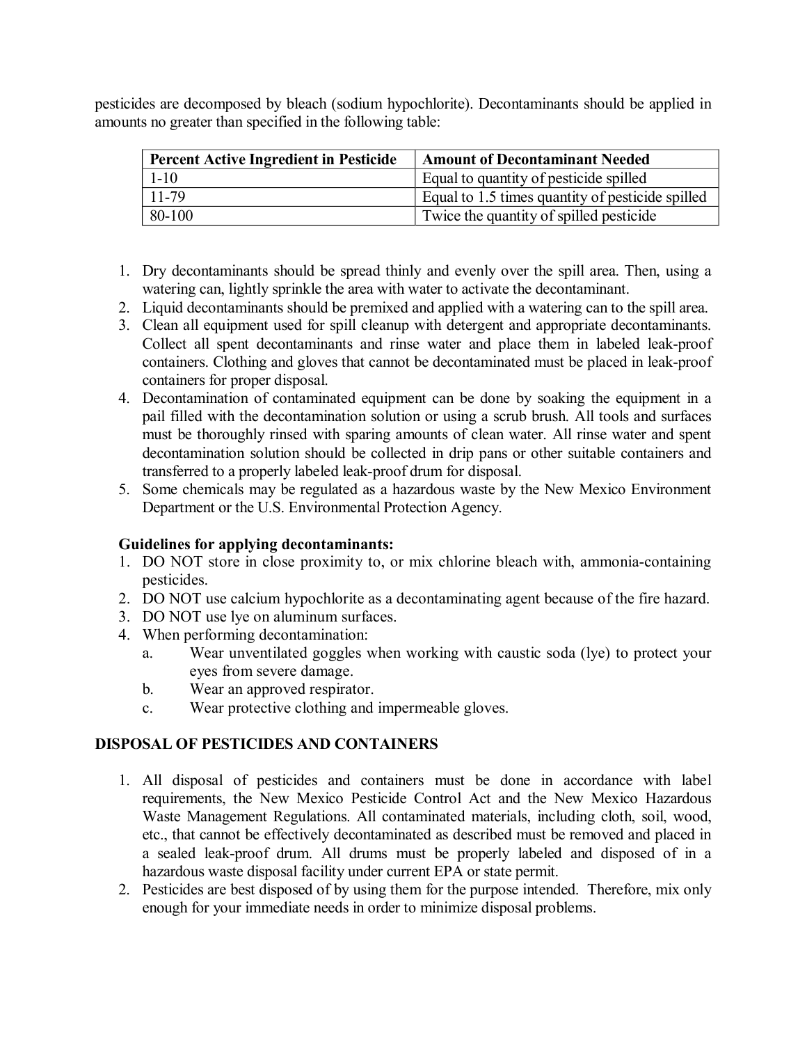pesticides are decomposed by bleach (sodium hypochlorite). Decontaminants should be applied in amounts no greater than specified in the following table:

| Percent Active Ingredient in Pesticide | Amount of Decontaminant Needed |
|---|---|
| 1-10 | Equal to quantity of pesticide spilled |
| 11-79 | Equal to 1.5 times quantity of pesticide spilled |
| 80-100 | Twice the quantity of spilled pesticide |

1. Dry decontaminants should be spread thinly and evenly over the spill area. Then, using a watering can, lightly sprinkle the area with water to activate the decontaminant.
2. Liquid decontaminants should be premixed and applied with a watering can to the spill area.
3. Clean all equipment used for spill cleanup with detergent and appropriate decontaminants. Collect all spent decontaminants and rinse water and place them in labeled leak-proof containers. Clothing and gloves that cannot be decontaminated must be placed in leak-proof containers for proper disposal.
4. Decontamination of contaminated equipment can be done by soaking the equipment in a pail filled with the decontamination solution or using a scrub brush. All tools and surfaces must be thoroughly rinsed with sparing amounts of clean water. All rinse water and spent decontamination solution should be collected in drip pans or other suitable containers and transferred to a properly labeled leak-proof drum for disposal.
5. Some chemicals may be regulated as a hazardous waste by the New Mexico Environment Department or the U.S. Environmental Protection Agency.

**Guidelines for applying decontaminants:**

1. DO NOT store in close proximity to, or mix chlorine bleach with, ammonia-containing pesticides.
2. DO NOT use calcium hypochlorite as a decontaminating agent because of the fire hazard.
3. DO NOT use lye on aluminum surfaces.
4. When performing decontamination:
   a. Wear unventilated goggles when working with caustic soda (lye) to protect your eyes from severe damage.
   b. Wear an approved respirator.
   c. Wear protective clothing and impermeable gloves.

## DISPOSAL OF PESTICIDES AND CONTAINERS

1. All disposal of pesticides and containers must be done in accordance with label requirements, the New Mexico Pesticide Control Act and the New Mexico Hazardous Waste Management Regulations. All contaminated materials, including cloth, soil, wood, etc., that cannot be effectively decontaminated as described must be removed and placed in a sealed leak-proof drum. All drums must be properly labeled and disposed of in a hazardous waste disposal facility under current EPA or state permit.
2. Pesticides are best disposed of by using them for the purpose intended. Therefore, mix only enough for your immediate needs in order to minimize disposal problems.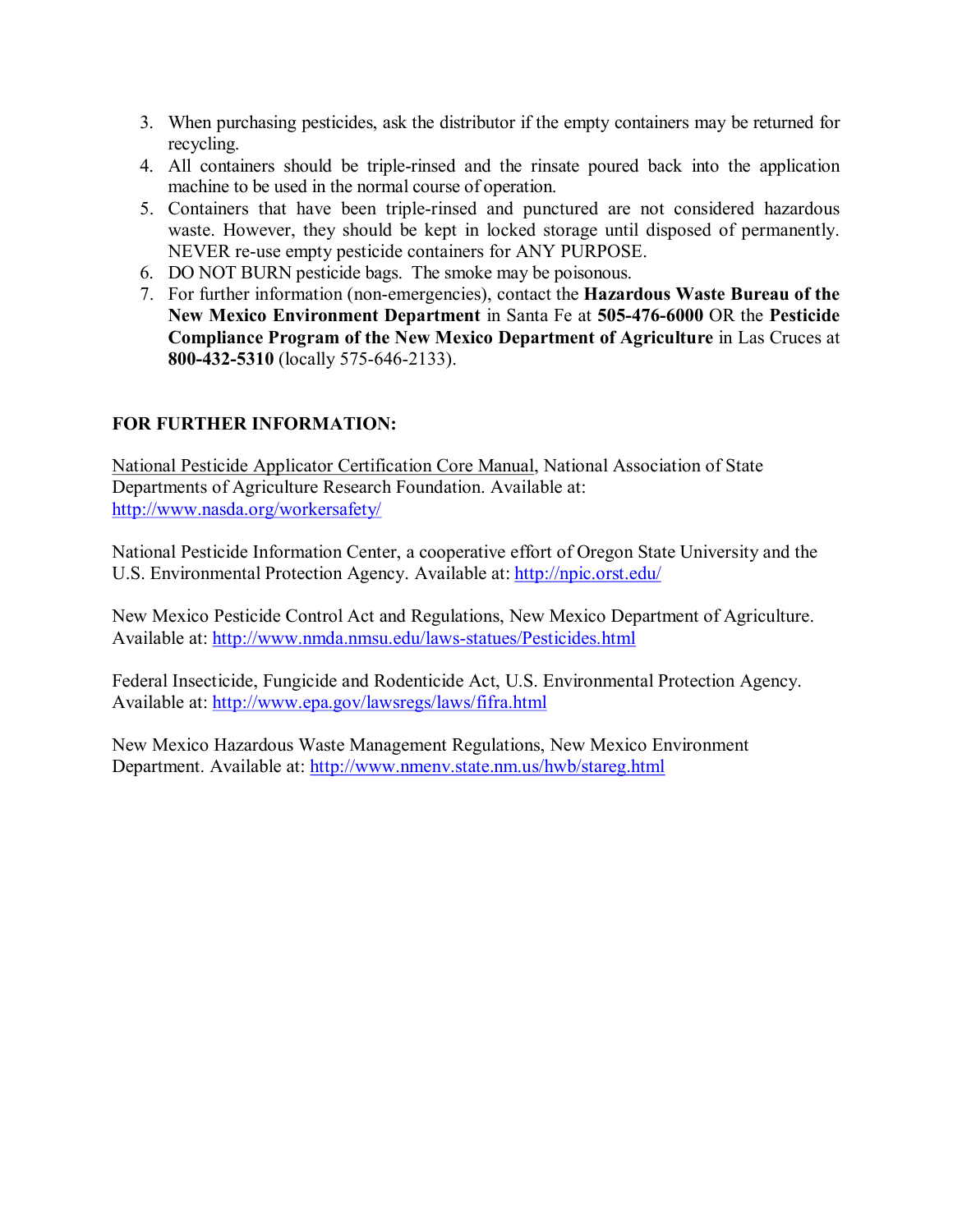3. When purchasing pesticides, ask the distributor if the empty containers may be returned for recycling.
4. All containers should be triple-rinsed and the rinsate poured back into the application machine to be used in the normal course of operation.
5. Containers that have been triple-rinsed and punctured are not considered hazardous waste. However, they should be kept in locked storage until disposed of permanently. NEVER re-use empty pesticide containers for ANY PURPOSE.
6. DO NOT BURN pesticide bags. The smoke may be poisonous.
7. For further information (non-emergencies), contact the **Hazardous Waste Bureau of the New Mexico Environment Department** in Santa Fe at **505-476-6000** OR the **Pesticide Compliance Program of the New Mexico Department of Agriculture** in Las Cruces at **800-432-5310** (locally 575-646-2133).

**FOR FURTHER INFORMATION:**

National Pesticide Applicator Certification Core Manual, National Association of State Departments of Agriculture Research Foundation. Available at: http://www.nasda.org/workersafety/

National Pesticide Information Center, a cooperative effort of Oregon State University and the U.S. Environmental Protection Agency. Available at: http://npic.orst.edu/

New Mexico Pesticide Control Act and Regulations, New Mexico Department of Agriculture. Available at: http://www.nmda.nmsu.edu/laws-statues/Pesticides.html

Federal Insecticide, Fungicide and Rodenticide Act, U.S. Environmental Protection Agency. Available at: http://www.epa.gov/lawsregs/laws/fifra.html

New Mexico Hazardous Waste Management Regulations, New Mexico Environment Department. Available at: http://www.nmenv.state.nm.us/hwb/stareg.html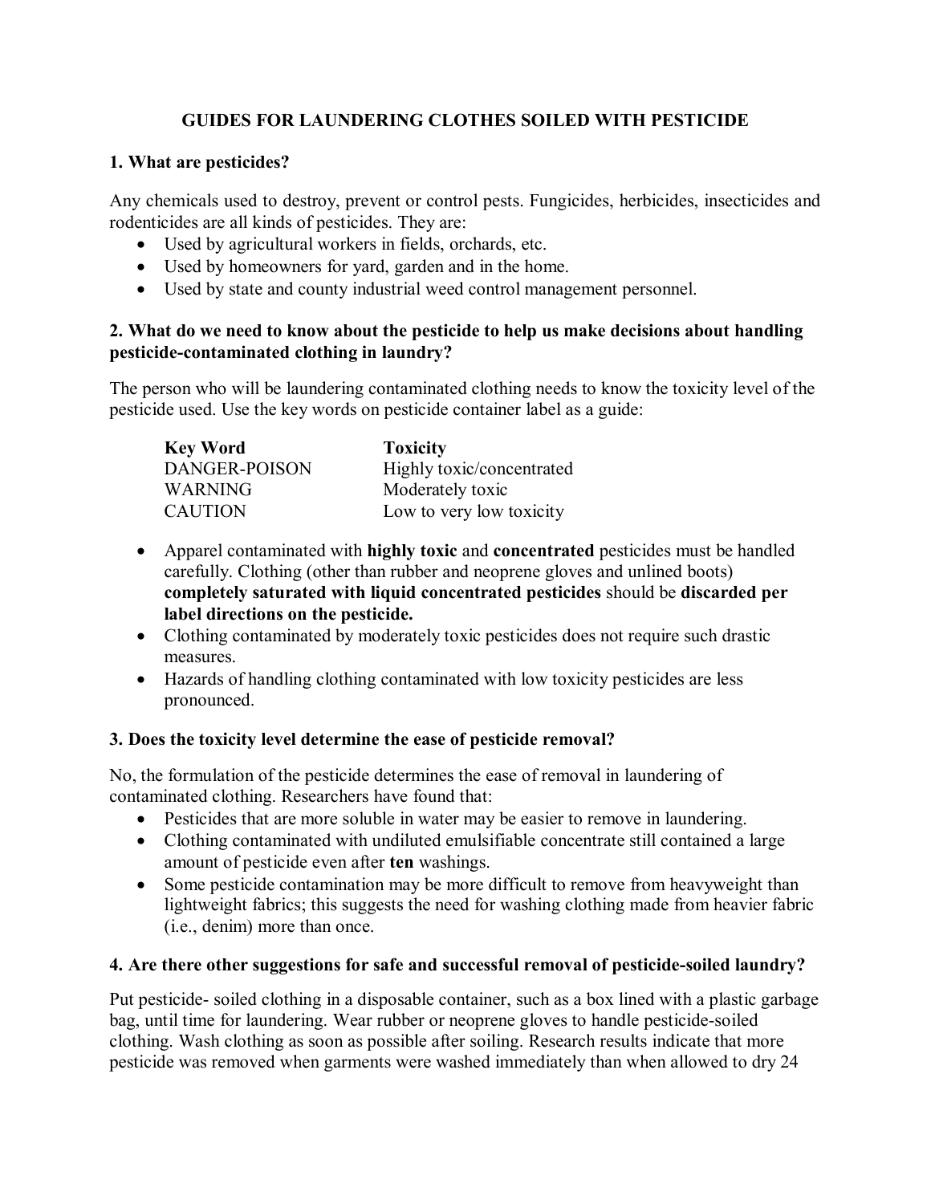# GUIDES FOR LAUNDERING CLOTHES SOILED WITH PESTICIDE

## 1. What are pesticides?

Any chemicals used to destroy, prevent or control pests. Fungicides, herbicides, insecticides and rodenticides are all kinds of pesticides. They are:

- Used by agricultural workers in fields, orchards, etc.
- Used by homeowners for yard, garden and in the home.
- Used by state and county industrial weed control management personnel.

## 2. What do we need to know about the pesticide to help us make decisions about handling pesticide-contaminated clothing in laundry?

The person who will be laundering contaminated clothing needs to know the toxicity level of the pesticide used. Use the key words on pesticide container label as a guide:

| Key Word | Toxicity |
|---|---|
| DANGER-POISON | Highly toxic/concentrated |
| WARNING | Moderately toxic |
| CAUTION | Low to very low toxicity |

- Apparel contaminated with **highly toxic** and **concentrated** pesticides must be handled carefully. Clothing (other than rubber and neoprene gloves and unlined boots) **completely saturated with liquid concentrated pesticides** should be **discarded per label directions on the pesticide.**
- Clothing contaminated by moderately toxic pesticides does not require such drastic measures.
- Hazards of handling clothing contaminated with low toxicity pesticides are less pronounced.

## 3. Does the toxicity level determine the ease of pesticide removal?

No, the formulation of the pesticide determines the ease of removal in laundering of contaminated clothing. Researchers have found that:

- Pesticides that are more soluble in water may be easier to remove in laundering.
- Clothing contaminated with undiluted emulsifiable concentrate still contained a large amount of pesticide even after **ten** washings.
- Some pesticide contamination may be more difficult to remove from heavyweight than lightweight fabrics; this suggests the need for washing clothing made from heavier fabric (i.e., denim) more than once.

## 4. Are there other suggestions for safe and successful removal of pesticide-soiled laundry?

Put pesticide- soiled clothing in a disposable container, such as a box lined with a plastic garbage bag, until time for laundering. Wear rubber or neoprene gloves to handle pesticide-soiled clothing. Wash clothing as soon as possible after soiling. Research results indicate that more pesticide was removed when garments were washed immediately than when allowed to dry 24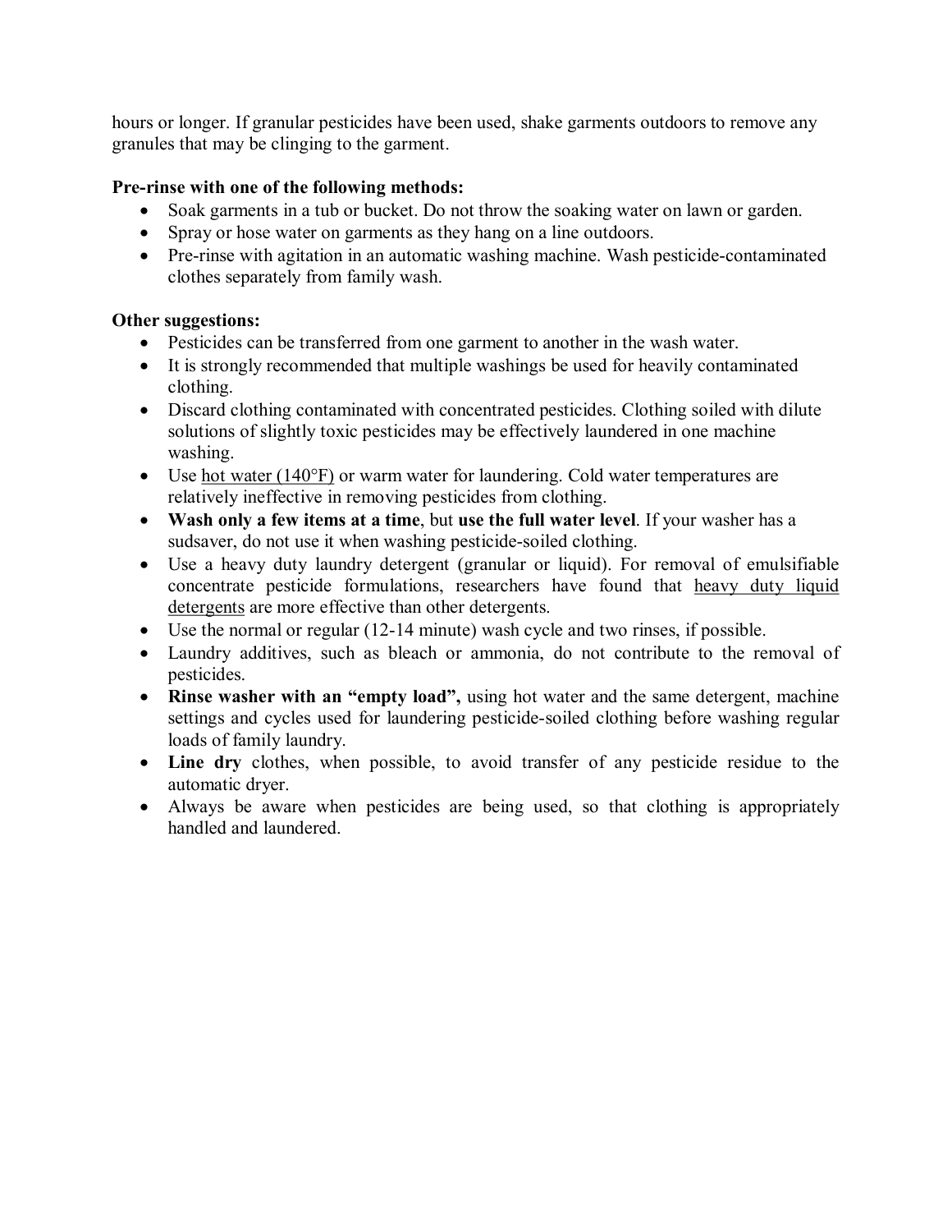hours or longer. If granular pesticides have been used, shake garments outdoors to remove any granules that may be clinging to the garment.

**Pre-rinse with one of the following methods:**

- Soak garments in a tub or bucket. Do not throw the soaking water on lawn or garden.
- Spray or hose water on garments as they hang on a line outdoors.
- Pre-rinse with agitation in an automatic washing machine. Wash pesticide-contaminated clothes separately from family wash.

**Other suggestions:**

- Pesticides can be transferred from one garment to another in the wash water.
- It is strongly recommended that multiple washings be used for heavily contaminated clothing.
- Discard clothing contaminated with concentrated pesticides. Clothing soiled with dilute solutions of slightly toxic pesticides may be effectively laundered in one machine washing.
- Use <u>hot water (140°F)</u> or warm water for laundering. Cold water temperatures are relatively ineffective in removing pesticides from clothing.
- **Wash only a few items at a time**, but **use the full water level**. If your washer has a sudsaver, do not use it when washing pesticide-soiled clothing.
- Use a heavy duty laundry detergent (granular or liquid). For removal of emulsifiable concentrate pesticide formulations, researchers have found that <u>heavy duty liquid detergents</u> are more effective than other detergents.
- Use the normal or regular (12-14 minute) wash cycle and two rinses, if possible.
- Laundry additives, such as bleach or ammonia, do not contribute to the removal of pesticides.
- **Rinse washer with an "empty load",** using hot water and the same detergent, machine settings and cycles used for laundering pesticide-soiled clothing before washing regular loads of family laundry.
- **Line dry** clothes, when possible, to avoid transfer of any pesticide residue to the automatic dryer.
- Always be aware when pesticides are being used, so that clothing is appropriately handled and laundered.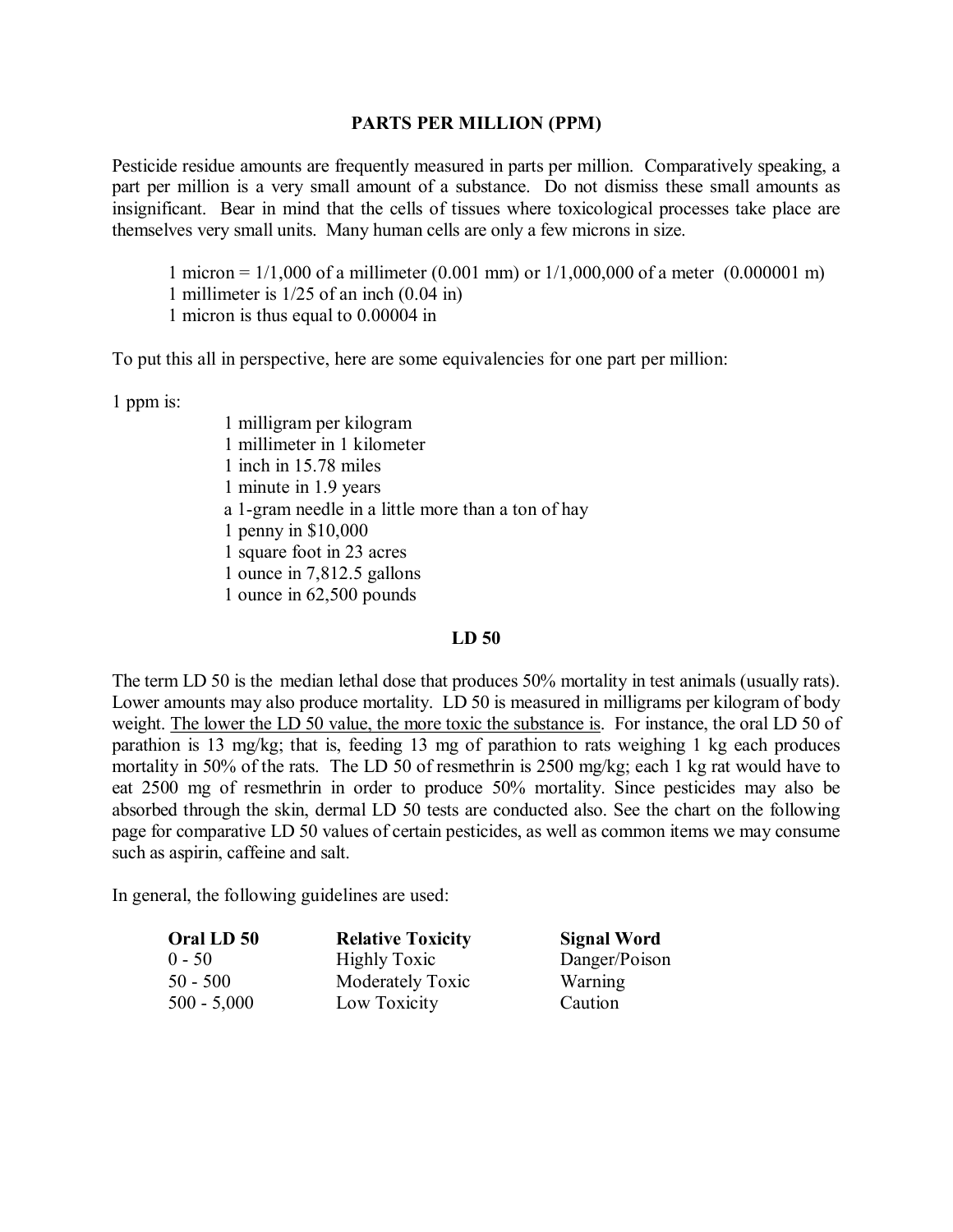## PARTS PER MILLION (PPM)

Pesticide residue amounts are frequently measured in parts per million. Comparatively speaking, a part per million is a very small amount of a substance. Do not dismiss these small amounts as insignificant. Bear in mind that the cells of tissues where toxicological processes take place are themselves very small units. Many human cells are only a few microns in size.

> 1 micron = 1/1,000 of a millimeter (0.001 mm) or 1/1,000,000 of a meter (0.000001 m)
> 1 millimeter is 1/25 of an inch (0.04 in)
> 1 micron is thus equal to 0.00004 in

To put this all in perspective, here are some equivalencies for one part per million:

1 ppm is:

- 1 milligram per kilogram
- 1 millimeter in 1 kilometer
- 1 inch in 15.78 miles
- 1 minute in 1.9 years
- a 1-gram needle in a little more than a ton of hay
- 1 penny in $10,000
- 1 square foot in 23 acres
- 1 ounce in 7,812.5 gallons
- 1 ounce in 62,500 pounds

## LD 50

The term LD 50 is the median lethal dose that produces 50% mortality in test animals (usually rats). Lower amounts may also produce mortality. LD 50 is measured in milligrams per kilogram of body weight. <u>The lower the LD 50 value, the more toxic the substance is</u>. For instance, the oral LD 50 of parathion is 13 mg/kg; that is, feeding 13 mg of parathion to rats weighing 1 kg each produces mortality in 50% of the rats. The LD 50 of resmethrin is 2500 mg/kg; each 1 kg rat would have to eat 2500 mg of resmethrin in order to produce 50% mortality. Since pesticides may also be absorbed through the skin, dermal LD 50 tests are conducted also. See the chart on the following page for comparative LD 50 values of certain pesticides, as well as common items we may consume such as aspirin, caffeine and salt.

In general, the following guidelines are used:

| Oral LD 50 | Relative Toxicity | Signal Word |
|---|---|---|
| 0 - 50 | Highly Toxic | Danger/Poison |
| 50 - 500 | Moderately Toxic | Warning |
| 500 - 5,000 | Low Toxicity | Caution |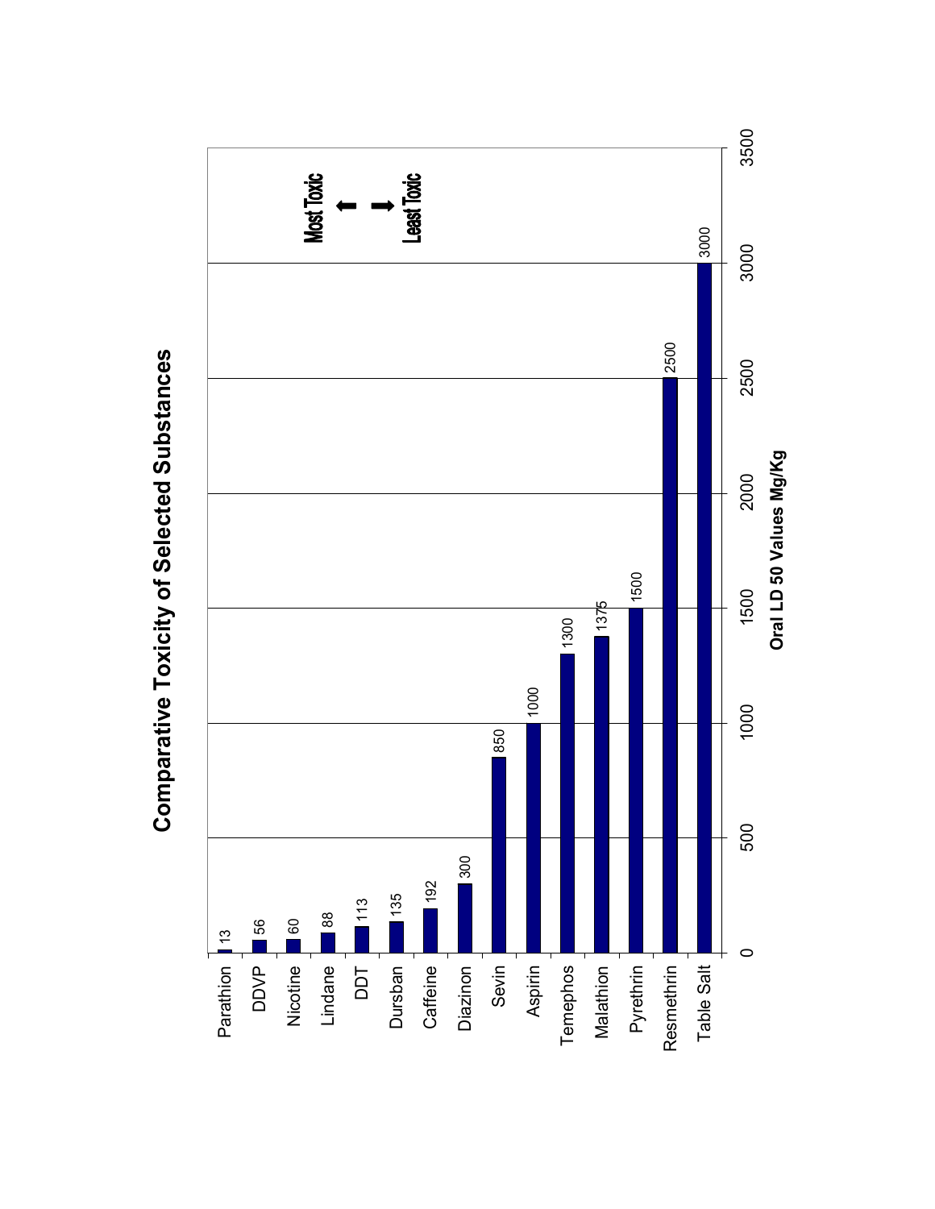# Comparative Toxicity of Selected Substances

| Substance | Oral LD 50 Values Mg/Kg |
|---|---|
| Parathion | 13 |
| DDVP | 56 |
| Nicotine | 60 |
| Lindane | 88 |
| DDT | 113 |
| Dursban | 135 |
| Caffeine | 192 |
| Diazinon | 300 |
| Sevin | 850 |
| Aspirin | 1000 |
| Temephos | 1300 |
| Malathion | 1375 |
| Pyrethrin | 1500 |
| Resmethrin | 2500 |
| Table Salt | 3000 |

Most Toxic ↑ ↓ Least Toxic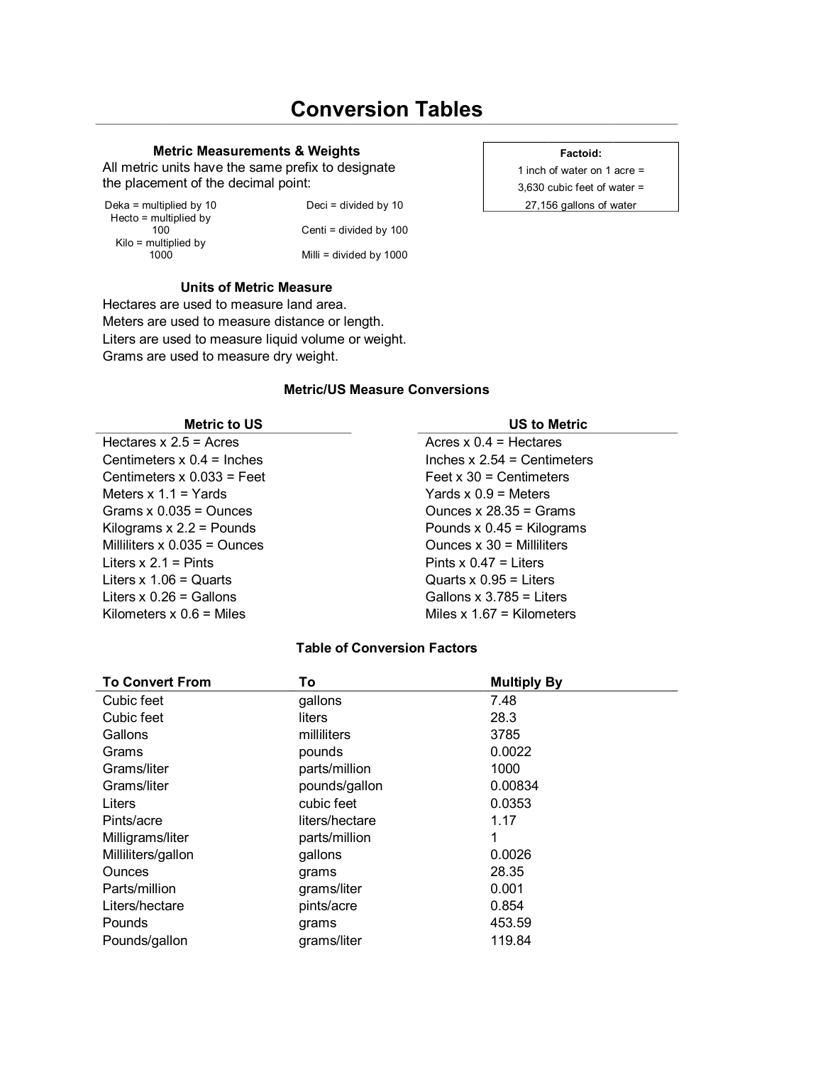# Conversion Tables

## Metric Measurements & Weights

All metric units have the same prefix to designate the placement of the decimal point:

| | |
|---|---|
| Deka = multiplied by 10 | Deci = divided by 10 |
| Hecto = multiplied by 100 | Centi = divided by 100 |
| Kilo = multiplied by 1000 | Milli = divided by 1000 |

**Factoid:**
1 inch of water on 1 acre =
3,630 cubic feet of water =
27,156 gallons of water

## Units of Metric Measure

Hectares are used to measure land area.
Meters are used to measure distance or length.
Liters are used to measure liquid volume or weight.
Grams are used to measure dry weight.

## Metric/US Measure Conversions

| Metric to US | US to Metric |
|---|---|
| Hectares x 2.5 = Acres | Acres x 0.4 = Hectares |
| Centimeters x 0.4 = Inches | Inches x 2.54 = Centimeters |
| Centimeters x 0.033 = Feet | Feet x 30 = Centimeters |
| Meters x 1.1 = Yards | Yards x 0.9 = Meters |
| Grams x 0.035 = Ounces | Ounces x 28.35 = Grams |
| Kilograms x 2.2 = Pounds | Pounds x 0.45 = Kilograms |
| Milliliters x 0.035 = Ounces | Ounces x 30 = Milliliters |
| Liters x 2.1 = Pints | Pints x 0.47 = Liters |
| Liters x 1.06 = Quarts | Quarts x 0.95 = Liters |
| Liters x 0.26 = Gallons | Gallons x 3.785 = Liters |
| Kilometers x 0.6 = Miles | Miles x 1.67 = Kilometers |

## Table of Conversion Factors

| To Convert From | To | Multiply By |
|---|---|---|
| Cubic feet | gallons | 7.48 |
| Cubic feet | liters | 28.3 |
| Gallons | milliliters | 3785 |
| Grams | pounds | 0.0022 |
| Grams/liter | parts/million | 1000 |
| Grams/liter | pounds/gallon | 0.00834 |
| Liters | cubic feet | 0.0353 |
| Pints/acre | liters/hectare | 1.17 |
| Milligrams/liter | parts/million | 1 |
| Milliliters/gallon | gallons | 0.0026 |
| Ounces | grams | 28.35 |
| Parts/million | grams/liter | 0.001 |
| Liters/hectare | pints/acre | 0.854 |
| Pounds | grams | 453.59 |
| Pounds/gallon | grams/liter | 119.84 |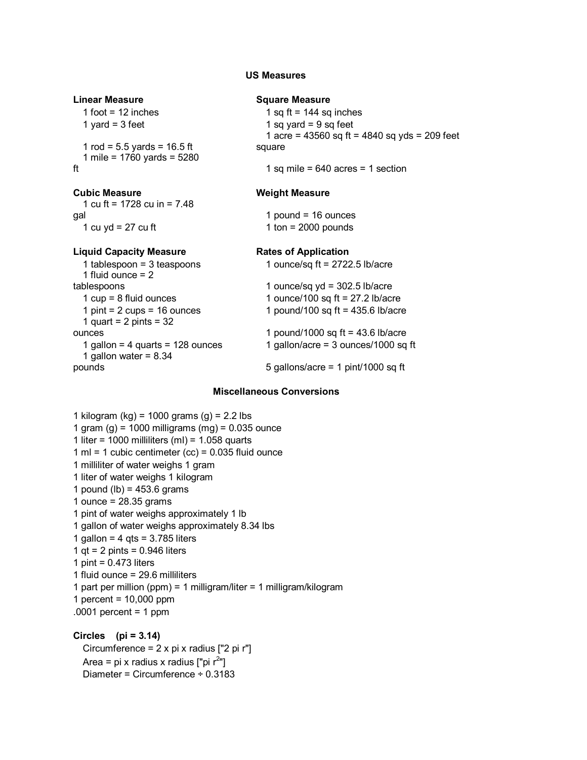## US Measures

### Linear Measure

1 foot = 12 inches
1 yard = 3 feet

1 rod = 5.5 yards = 16.5 ft
1 mile = 1760 yards = 5280 ft

### Square Measure

1 sq ft = 144 sq inches
1 sq yard = 9 sq feet
1 acre = 43560 sq ft = 4840 sq yds = 209 feet square

1 sq mile = 640 acres = 1 section

### Cubic Measure

1 cu ft = 1728 cu in = 7.48 gal
1 cu yd = 27 cu ft

### Weight Measure

1 pound = 16 ounces
1 ton = 2000 pounds

### Liquid Capacity Measure

1 tablespoon = 3 teaspoons
1 fluid ounce = 2 tablespoons
1 cup = 8 fluid ounces
1 pint = 2 cups = 16 ounces
1 quart = 2 pints = 32 ounces
1 gallon = 4 quarts = 128 ounces
1 gallon water = 8.34 pounds

### Rates of Application

1 ounce/sq ft = 2722.5 lb/acre

1 ounce/sq yd = 302.5 lb/acre
1 ounce/100 sq ft = 27.2 lb/acre
1 pound/100 sq ft = 435.6 lb/acre

1 pound/1000 sq ft = 43.6 lb/acre
1 gallon/acre = 3 ounces/1000 sq ft

5 gallons/acre = 1 pint/1000 sq ft

## Miscellaneous Conversions

1 kilogram (kg) = 1000 grams (g) = 2.2 lbs
1 gram (g) = 1000 milligrams (mg) = 0.035 ounce
1 liter = 1000 milliliters (ml) = 1.058 quarts
1 ml = 1 cubic centimeter (cc) = 0.035 fluid ounce
1 milliliter of water weighs 1 gram
1 liter of water weighs 1 kilogram
1 pound (lb) = 453.6 grams
1 ounce = 28.35 grams
1 pint of water weighs approximately 1 lb
1 gallon of water weighs approximately 8.34 lbs
1 gallon = 4 qts = 3.785 liters
1 qt = 2 pints = 0.946 liters
1 pint = 0.473 liters
1 fluid ounce = 29.6 milliliters
1 part per million (ppm) = 1 milligram/liter = 1 milligram/kilogram
1 percent = 10,000 ppm
.0001 percent = 1 ppm

### Circles (pi = 3.14)

Circumference = 2 x pi x radius ["2 pi r"]
Area = pi x radius x radius ["pi $r^2$"]
Diameter = Circumference ÷ 0.3183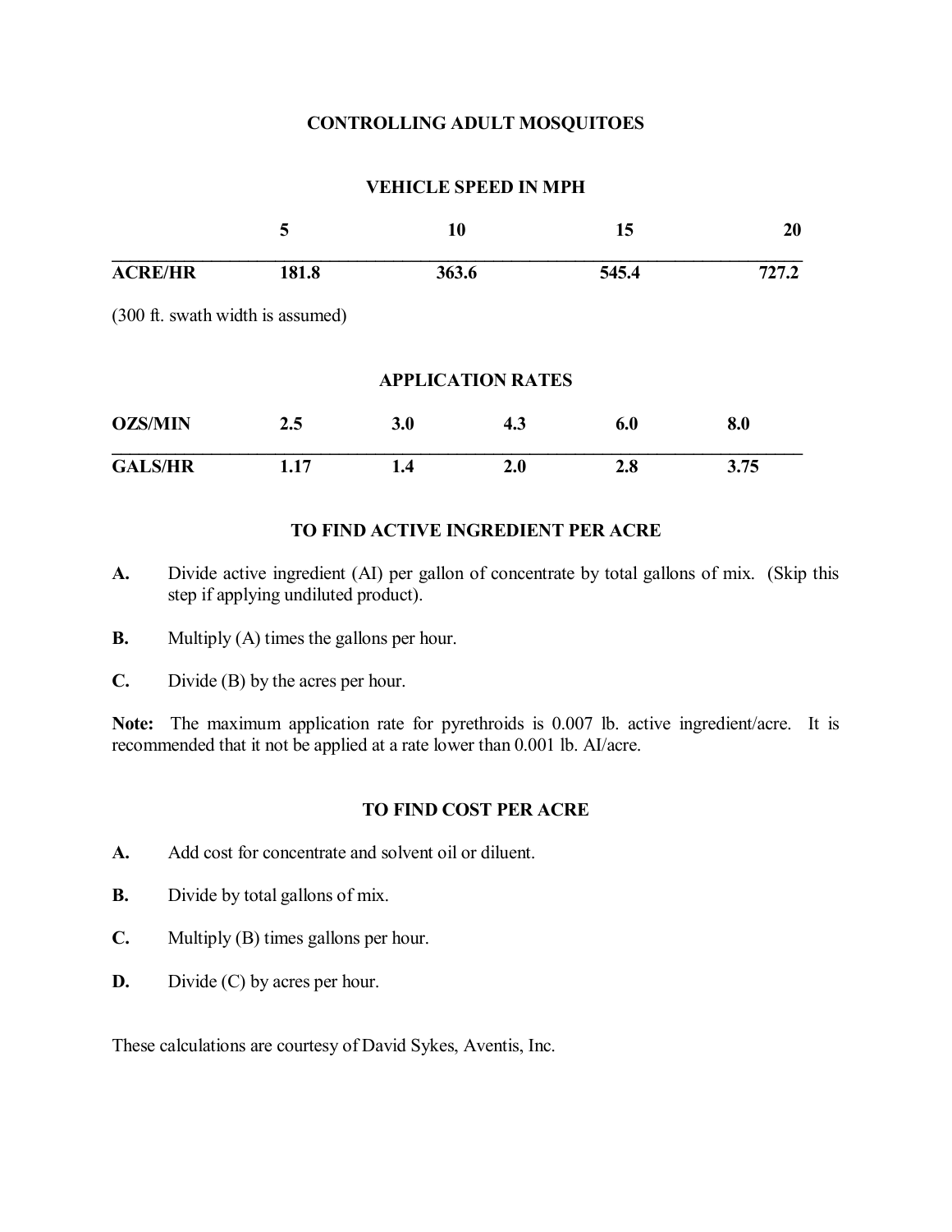# CONTROLLING ADULT MOSQUITOES

## VEHICLE SPEED IN MPH

| | 5 | 10 | 15 | 20 |
|---|---|---|---|---|
| **ACRE/HR** | 181.8 | 363.6 | 545.4 | 727.2 |

(300 ft. swath width is assumed)

## APPLICATION RATES

| **OZS/MIN** | 2.5 | 3.0 | 4.3 | 6.0 | 8.0 |
|---|---|---|---|---|---|
| **GALS/HR** | 1.17 | 1.4 | 2.0 | 2.8 | 3.75 |

## TO FIND ACTIVE INGREDIENT PER ACRE

**A.** Divide active ingredient (AI) per gallon of concentrate by total gallons of mix. (Skip this step if applying undiluted product).

**B.** Multiply (A) times the gallons per hour.

**C.** Divide (B) by the acres per hour.

**Note:** The maximum application rate for pyrethroids is 0.007 lb. active ingredient/acre. It is recommended that it not be applied at a rate lower than 0.001 lb. AI/acre.

## TO FIND COST PER ACRE

**A.** Add cost for concentrate and solvent oil or diluent.

**B.** Divide by total gallons of mix.

**C.** Multiply (B) times gallons per hour.

**D.** Divide (C) by acres per hour.

These calculations are courtesy of David Sykes, Aventis, Inc.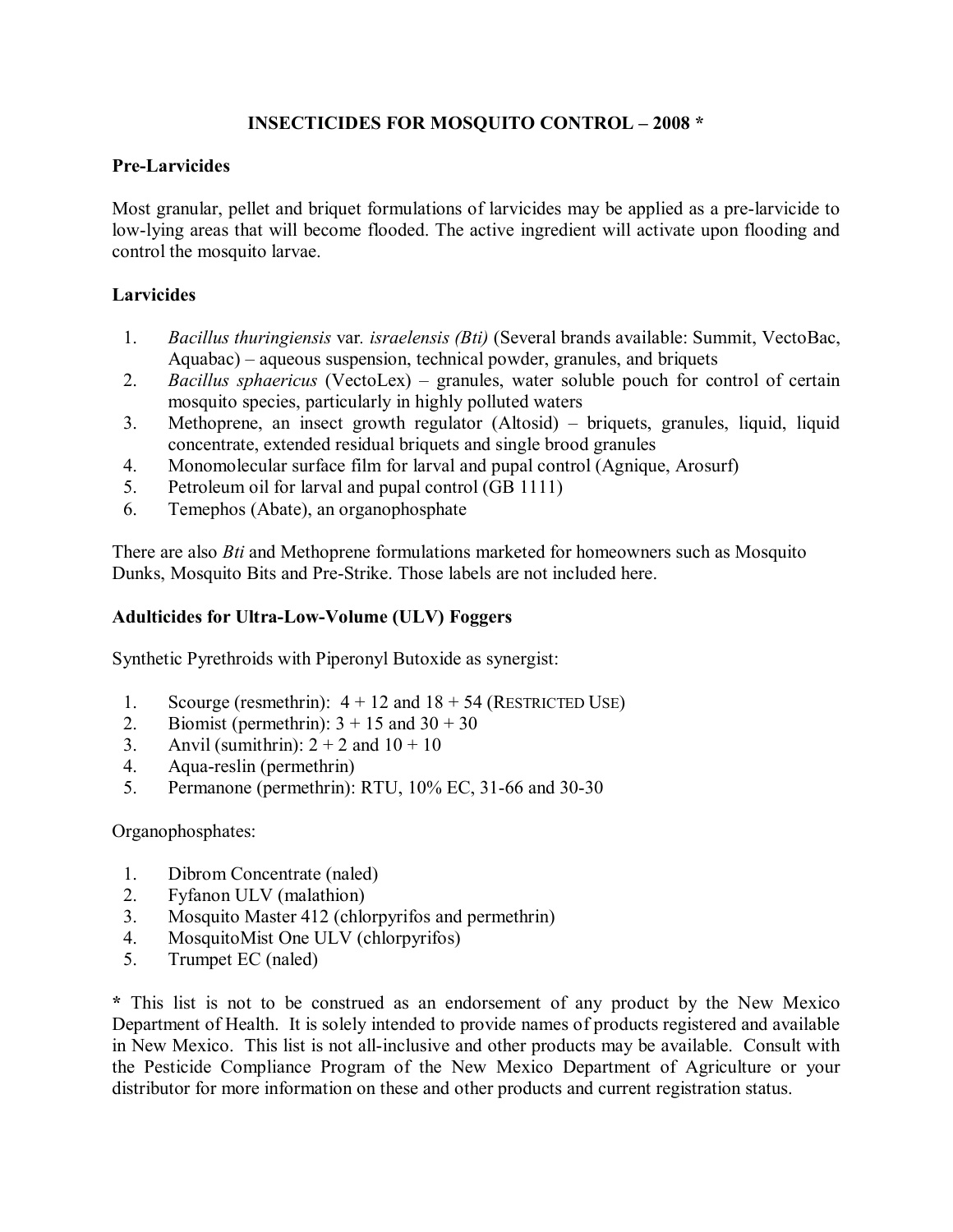# INSECTICIDES FOR MOSQUITO CONTROL – 2008 *

## Pre-Larvicides

Most granular, pellet and briquet formulations of larvicides may be applied as a pre-larvicide to low-lying areas that will become flooded. The active ingredient will activate upon flooding and control the mosquito larvae.

## Larvicides

1. *Bacillus thuringiensis* var. *israelensis (Bti)* (Several brands available: Summit, VectoBac, Aquabac) – aqueous suspension, technical powder, granules, and briquets
2. *Bacillus sphaericus* (VectoLex) – granules, water soluble pouch for control of certain mosquito species, particularly in highly polluted waters
3. Methoprene, an insect growth regulator (Altosid) – briquets, granules, liquid, liquid concentrate, extended residual briquets and single brood granules
4. Monomolecular surface film for larval and pupal control (Agnique, Arosurf)
5. Petroleum oil for larval and pupal control (GB 1111)
6. Temephos (Abate), an organophosphate

There are also *Bti* and Methoprene formulations marketed for homeowners such as Mosquito Dunks, Mosquito Bits and Pre-Strike. Those labels are not included here.

## Adulticides for Ultra-Low-Volume (ULV) Foggers

Synthetic Pyrethroids with Piperonyl Butoxide as synergist:

1. Scourge (resmethrin): 4 + 12 and 18 + 54 (RESTRICTED USE)
2. Biomist (permethrin): 3 + 15 and 30 + 30
3. Anvil (sumithrin): 2 + 2 and 10 + 10
4. Aqua-reslin (permethrin)
5. Permanone (permethrin): RTU, 10% EC, 31-66 and 30-30

Organophosphates:

1. Dibrom Concentrate (naled)
2. Fyfanon ULV (malathion)
3. Mosquito Master 412 (chlorpyrifos and permethrin)
4. MosquitoMist One ULV (chlorpyrifos)
5. Trumpet EC (naled)

**\*** This list is not to be construed as an endorsement of any product by the New Mexico Department of Health. It is solely intended to provide names of products registered and available in New Mexico. This list is not all-inclusive and other products may be available. Consult with the Pesticide Compliance Program of the New Mexico Department of Agriculture or your distributor for more information on these and other products and current registration status.